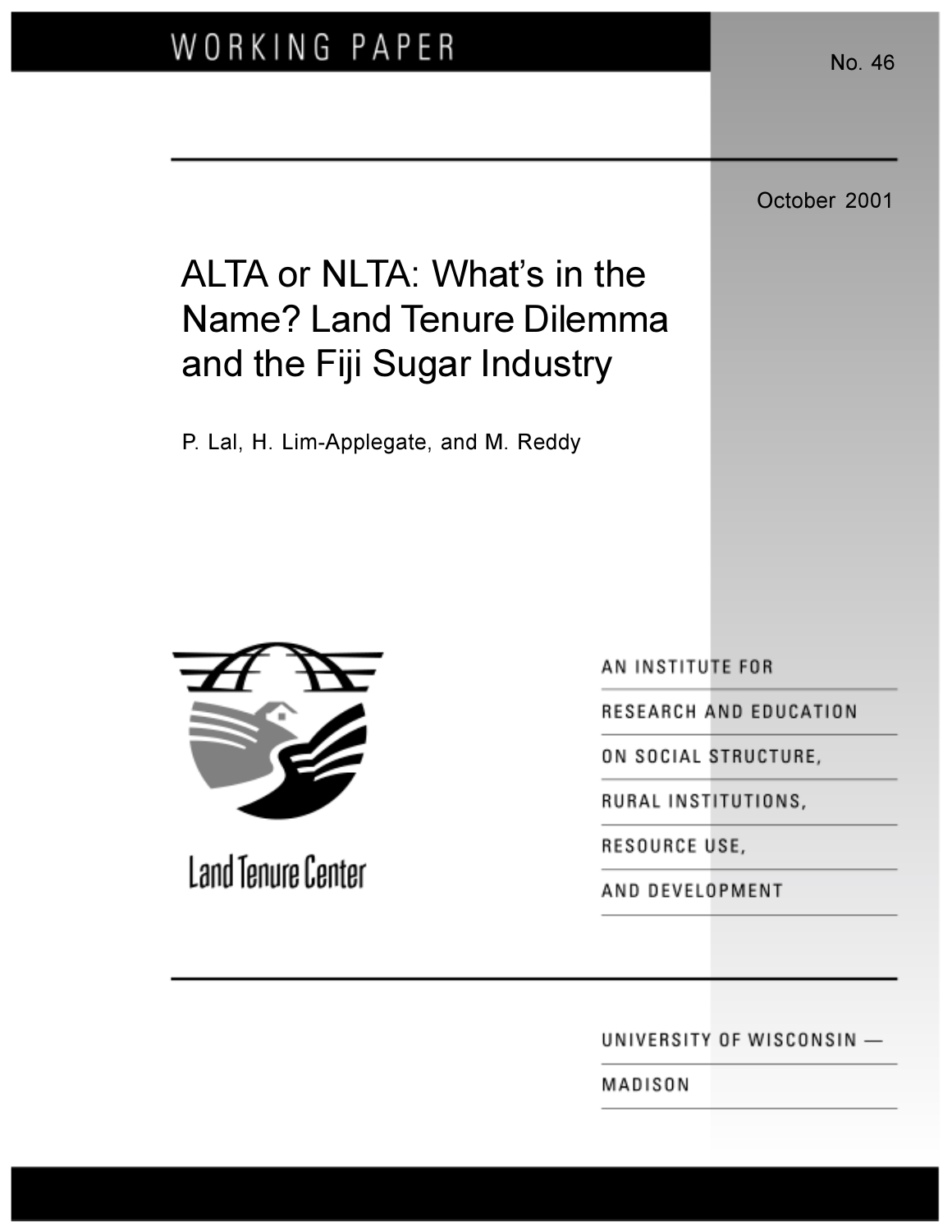WORKING PAPER

No. 46

October 2001

# ALTA or NLTA: What's in the Name? Land Tenure Dilemma and the Fiji Sugar Industry

P. Lal, H. Lim-Applegate, and M. Reddy

Land Tenure Center

AN INSTITUTE FOR RESEARCH AND EDUCATION ON SOCIAL STRUCTURE, RURAL INSTITUTIONS, RESOURCE USE, AND DEVELOPMENT

UNIVERSITY OF WISCONSIN — MADISON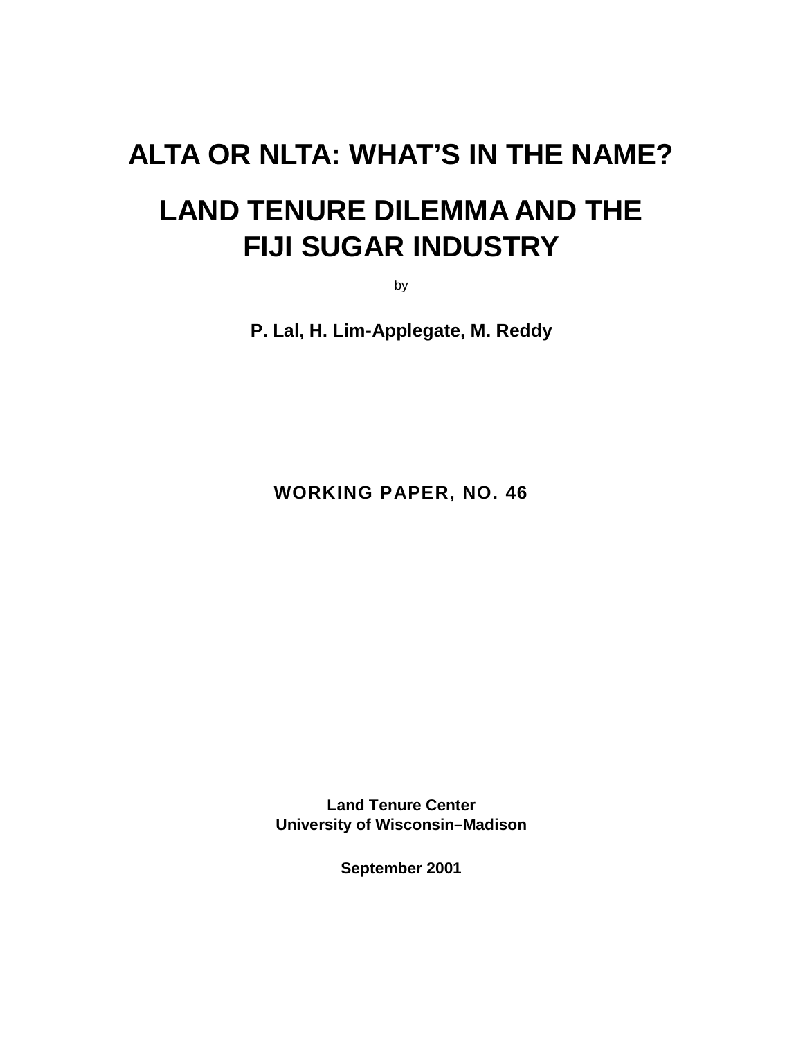# ALTA OR NLTA: WHAT'S IN THE NAME?

# LAND TENURE DILEMMA AND THE FIJI SUGAR INDUSTRY

by

**P. Lal, H. Lim-Applegate, M. Reddy**

**WORKING PAPER, NO. 46**

**Land Tenure Center**
**University of Wisconsin–Madison**

**September 2001**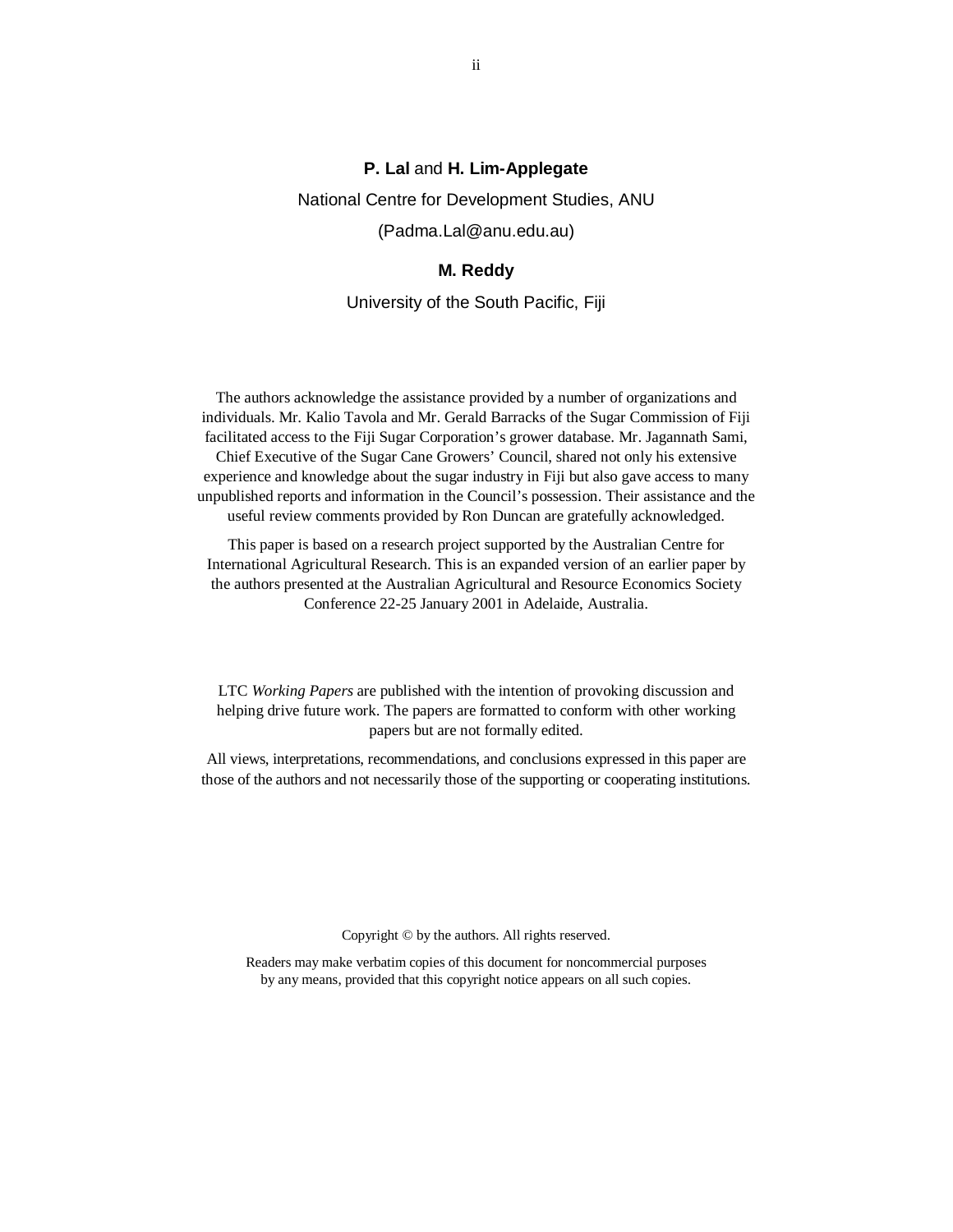**P. Lal** and **H. Lim-Applegate**

National Centre for Development Studies, ANU

(Padma.Lal@anu.edu.au)

**M. Reddy**

University of the South Pacific, Fiji

The authors acknowledge the assistance provided by a number of organizations and individuals. Mr. Kalio Tavola and Mr. Gerald Barracks of the Sugar Commission of Fiji facilitated access to the Fiji Sugar Corporation's grower database. Mr. Jagannath Sami, Chief Executive of the Sugar Cane Growers' Council, shared not only his extensive experience and knowledge about the sugar industry in Fiji but also gave access to many unpublished reports and information in the Council's possession. Their assistance and the useful review comments provided by Ron Duncan are gratefully acknowledged.

This paper is based on a research project supported by the Australian Centre for International Agricultural Research. This is an expanded version of an earlier paper by the authors presented at the Australian Agricultural and Resource Economics Society Conference 22-25 January 2001 in Adelaide, Australia.

LTC *Working Papers* are published with the intention of provoking discussion and helping drive future work. The papers are formatted to conform with other working papers but are not formally edited.

All views, interpretations, recommendations, and conclusions expressed in this paper are those of the authors and not necessarily those of the supporting or cooperating institutions.

Copyright © by the authors. All rights reserved.

Readers may make verbatim copies of this document for noncommercial purposes by any means, provided that this copyright notice appears on all such copies.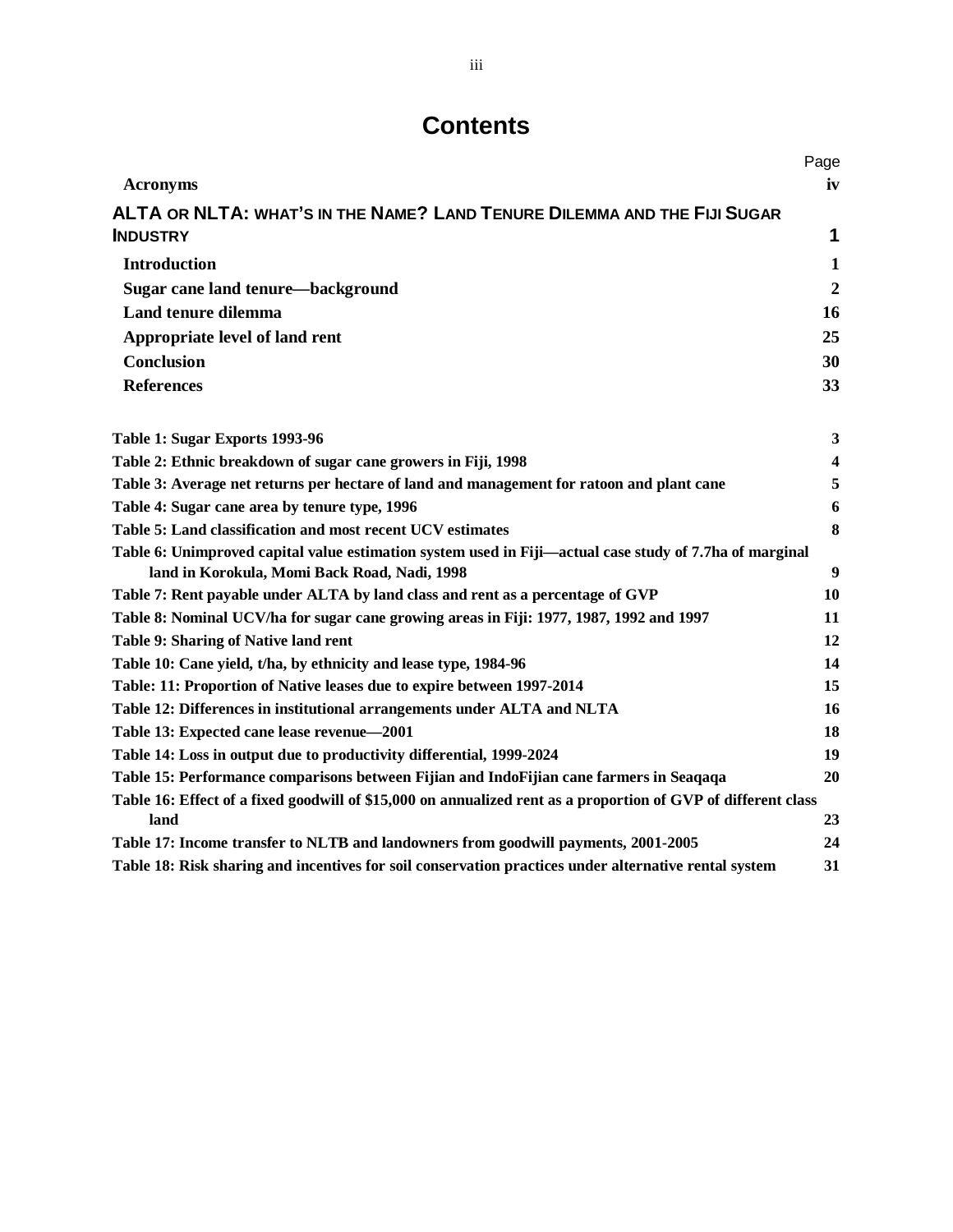# Contents

| | Page |
|---|---|
| **Acronyms** | **iv** |
| **ALTA OR NLTA: WHAT'S IN THE NAME? LAND TENURE DILEMMA AND THE FIJI SUGAR INDUSTRY** | **1** |
| **Introduction** | **1** |
| **Sugar cane land tenure—background** | **2** |
| **Land tenure dilemma** | **16** |
| **Appropriate level of land rent** | **25** |
| **Conclusion** | **30** |
| **References** | **33** |

| | |
|---|---|
| **Table 1: Sugar Exports 1993-96** | **3** |
| **Table 2: Ethnic breakdown of sugar cane growers in Fiji, 1998** | **4** |
| **Table 3: Average net returns per hectare of land and management for ratoon and plant cane** | **5** |
| **Table 4: Sugar cane area by tenure type, 1996** | **6** |
| **Table 5: Land classification and most recent UCV estimates** | **8** |
| **Table 6: Unimproved capital value estimation system used in Fiji—actual case study of 7.7ha of marginal land in Korokula, Momi Back Road, Nadi, 1998** | **9** |
| **Table 7: Rent payable under ALTA by land class and rent as a percentage of GVP** | **10** |
| **Table 8: Nominal UCV/ha for sugar cane growing areas in Fiji: 1977, 1987, 1992 and 1997** | **11** |
| **Table 9: Sharing of Native land rent** | **12** |
| **Table 10: Cane yield, t/ha, by ethnicity and lease type, 1984-96** | **14** |
| **Table: 11: Proportion of Native leases due to expire between 1997-2014** | **15** |
| **Table 12: Differences in institutional arrangements under ALTA and NLTA** | **16** |
| **Table 13: Expected cane lease revenue—2001** | **18** |
| **Table 14: Loss in output due to productivity differential, 1999-2024** | **19** |
| **Table 15: Performance comparisons between Fijian and IndoFijian cane farmers in Seaqaqa** | **20** |
| **Table 16: Effect of a fixed goodwill of $15,000 on annualized rent as a proportion of GVP of different class land** | **23** |
| **Table 17: Income transfer to NLTB and landowners from goodwill payments, 2001-2005** | **24** |
| **Table 18: Risk sharing and incentives for soil conservation practices under alternative rental system** | **31** |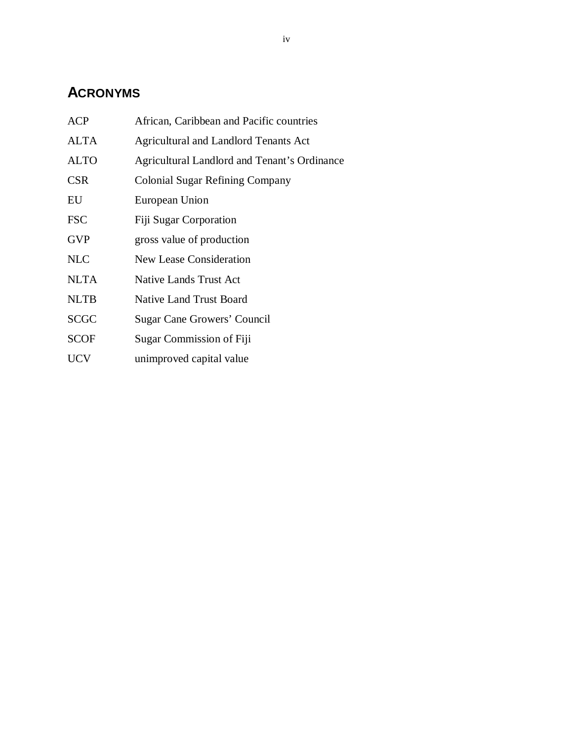# Acronyms

| | |
|---|---|
| ACP | African, Caribbean and Pacific countries |
| ALTA | Agricultural and Landlord Tenants Act |
| ALTO | Agricultural Landlord and Tenant's Ordinance |
| CSR | Colonial Sugar Refining Company |
| EU | European Union |
| FSC | Fiji Sugar Corporation |
| GVP | gross value of production |
| NLC | New Lease Consideration |
| NLTA | Native Lands Trust Act |
| NLTB | Native Land Trust Board |
| SCGC | Sugar Cane Growers' Council |
| SCOF | Sugar Commission of Fiji |
| UCV | unimproved capital value |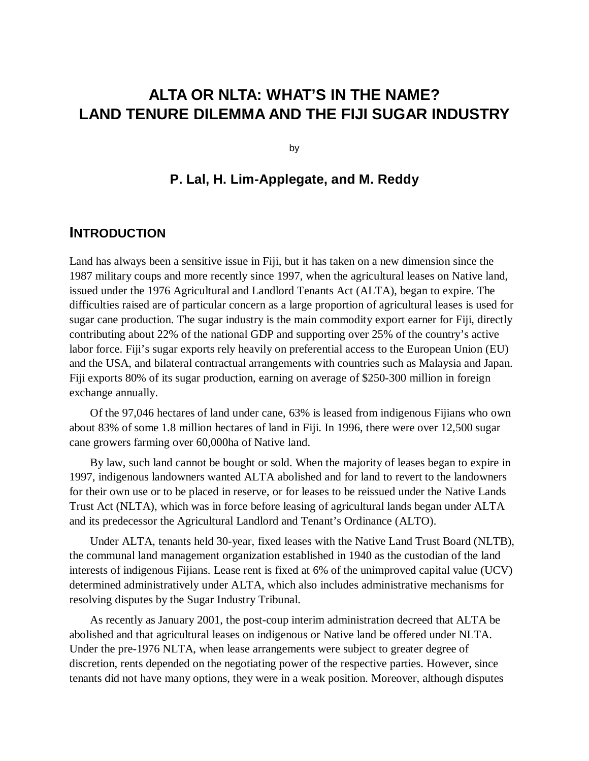# ALTA OR NLTA: WHAT'S IN THE NAME? LAND TENURE DILEMMA AND THE FIJI SUGAR INDUSTRY

by

### P. Lal, H. Lim-Applegate, and M. Reddy

## INTRODUCTION

Land has always been a sensitive issue in Fiji, but it has taken on a new dimension since the 1987 military coups and more recently since 1997, when the agricultural leases on Native land, issued under the 1976 Agricultural and Landlord Tenants Act (ALTA), began to expire. The difficulties raised are of particular concern as a large proportion of agricultural leases is used for sugar cane production. The sugar industry is the main commodity export earner for Fiji, directly contributing about 22% of the national GDP and supporting over 25% of the country's active labor force. Fiji's sugar exports rely heavily on preferential access to the European Union (EU) and the USA, and bilateral contractual arrangements with countries such as Malaysia and Japan. Fiji exports 80% of its sugar production, earning on average of $250-300 million in foreign exchange annually.

Of the 97,046 hectares of land under cane, 63% is leased from indigenous Fijians who own about 83% of some 1.8 million hectares of land in Fiji. In 1996, there were over 12,500 sugar cane growers farming over 60,000ha of Native land.

By law, such land cannot be bought or sold. When the majority of leases began to expire in 1997, indigenous landowners wanted ALTA abolished and for land to revert to the landowners for their own use or to be placed in reserve, or for leases to be reissued under the Native Lands Trust Act (NLTA), which was in force before leasing of agricultural lands began under ALTA and its predecessor the Agricultural Landlord and Tenant's Ordinance (ALTO).

Under ALTA, tenants held 30-year, fixed leases with the Native Land Trust Board (NLTB), the communal land management organization established in 1940 as the custodian of the land interests of indigenous Fijians. Lease rent is fixed at 6% of the unimproved capital value (UCV) determined administratively under ALTA, which also includes administrative mechanisms for resolving disputes by the Sugar Industry Tribunal.

As recently as January 2001, the post-coup interim administration decreed that ALTA be abolished and that agricultural leases on indigenous or Native land be offered under NLTA. Under the pre-1976 NLTA, when lease arrangements were subject to greater degree of discretion, rents depended on the negotiating power of the respective parties. However, since tenants did not have many options, they were in a weak position. Moreover, although disputes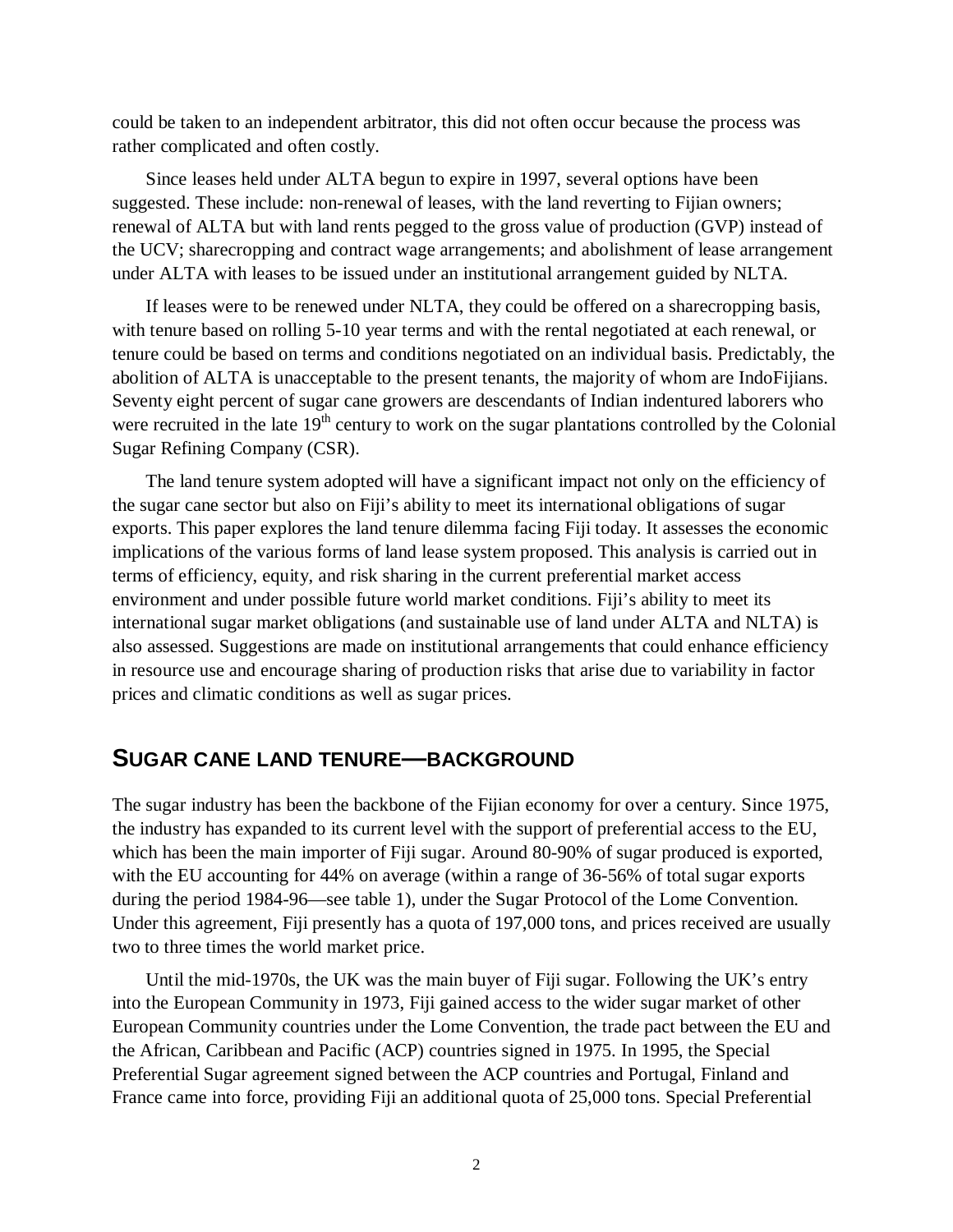could be taken to an independent arbitrator, this did not often occur because the process was rather complicated and often costly.

Since leases held under ALTA begun to expire in 1997, several options have been suggested. These include: non-renewal of leases, with the land reverting to Fijian owners; renewal of ALTA but with land rents pegged to the gross value of production (GVP) instead of the UCV; sharecropping and contract wage arrangements; and abolishment of lease arrangement under ALTA with leases to be issued under an institutional arrangement guided by NLTA.

If leases were to be renewed under NLTA, they could be offered on a sharecropping basis, with tenure based on rolling 5-10 year terms and with the rental negotiated at each renewal, or tenure could be based on terms and conditions negotiated on an individual basis. Predictably, the abolition of ALTA is unacceptable to the present tenants, the majority of whom are IndoFijians. Seventy eight percent of sugar cane growers are descendants of Indian indentured laborers who were recruited in the late 19th century to work on the sugar plantations controlled by the Colonial Sugar Refining Company (CSR).

The land tenure system adopted will have a significant impact not only on the efficiency of the sugar cane sector but also on Fiji's ability to meet its international obligations of sugar exports. This paper explores the land tenure dilemma facing Fiji today. It assesses the economic implications of the various forms of land lease system proposed. This analysis is carried out in terms of efficiency, equity, and risk sharing in the current preferential market access environment and under possible future world market conditions. Fiji's ability to meet its international sugar market obligations (and sustainable use of land under ALTA and NLTA) is also assessed. Suggestions are made on institutional arrangements that could enhance efficiency in resource use and encourage sharing of production risks that arise due to variability in factor prices and climatic conditions as well as sugar prices.

## SUGAR CANE LAND TENURE—BACKGROUND

The sugar industry has been the backbone of the Fijian economy for over a century. Since 1975, the industry has expanded to its current level with the support of preferential access to the EU, which has been the main importer of Fiji sugar. Around 80-90% of sugar produced is exported, with the EU accounting for 44% on average (within a range of 36-56% of total sugar exports during the period 1984-96—see table 1), under the Sugar Protocol of the Lome Convention. Under this agreement, Fiji presently has a quota of 197,000 tons, and prices received are usually two to three times the world market price.

Until the mid-1970s, the UK was the main buyer of Fiji sugar. Following the UK's entry into the European Community in 1973, Fiji gained access to the wider sugar market of other European Community countries under the Lome Convention, the trade pact between the EU and the African, Caribbean and Pacific (ACP) countries signed in 1975. In 1995, the Special Preferential Sugar agreement signed between the ACP countries and Portugal, Finland and France came into force, providing Fiji an additional quota of 25,000 tons. Special Preferential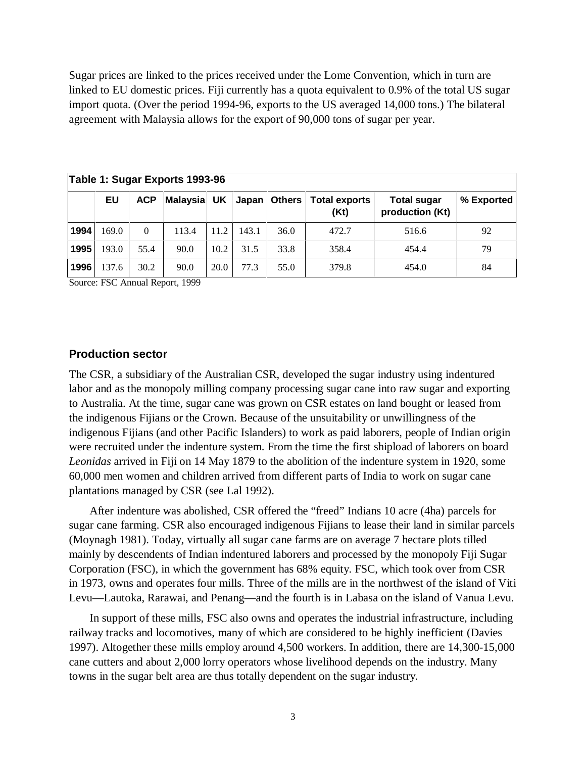Sugar prices are linked to the prices received under the Lome Convention, which in turn are linked to EU domestic prices. Fiji currently has a quota equivalent to 0.9% of the total US sugar import quota. (Over the period 1994-96, exports to the US averaged 14,000 tons.) The bilateral agreement with Malaysia allows for the export of 90,000 tons of sugar per year.

**Table 1: Sugar Exports 1993-96**

| | EU | ACP | Malaysia | UK | Japan | Others | Total exports (Kt) | Total sugar production (Kt) | % Exported |
|---|---|---|---|---|---|---|---|---|---|
| **1994** | 169.0 | 0 | 113.4 | 11.2 | 143.1 | 36.0 | 472.7 | 516.6 | 92 |
| **1995** | 193.0 | 55.4 | 90.0 | 10.2 | 31.5 | 33.8 | 358.4 | 454.4 | 79 |
| **1996** | 137.6 | 30.2 | 90.0 | 20.0 | 77.3 | 55.0 | 379.8 | 454.0 | 84 |

Source: FSC Annual Report, 1999

## Production sector

The CSR, a subsidiary of the Australian CSR, developed the sugar industry using indentured labor and as the monopoly milling company processing sugar cane into raw sugar and exporting to Australia. At the time, sugar cane was grown on CSR estates on land bought or leased from the indigenous Fijians or the Crown. Because of the unsuitability or unwillingness of the indigenous Fijians (and other Pacific Islanders) to work as paid laborers, people of Indian origin were recruited under the indenture system. From the time the first shipload of laborers on board *Leonidas* arrived in Fiji on 14 May 1879 to the abolition of the indenture system in 1920, some 60,000 men women and children arrived from different parts of India to work on sugar cane plantations managed by CSR (see Lal 1992).

After indenture was abolished, CSR offered the "freed" Indians 10 acre (4ha) parcels for sugar cane farming. CSR also encouraged indigenous Fijians to lease their land in similar parcels (Moynagh 1981). Today, virtually all sugar cane farms are on average 7 hectare plots tilled mainly by descendents of Indian indentured laborers and processed by the monopoly Fiji Sugar Corporation (FSC), in which the government has 68% equity. FSC, which took over from CSR in 1973, owns and operates four mills. Three of the mills are in the northwest of the island of Viti Levu—Lautoka, Rarawai, and Penang—and the fourth is in Labasa on the island of Vanua Levu.

In support of these mills, FSC also owns and operates the industrial infrastructure, including railway tracks and locomotives, many of which are considered to be highly inefficient (Davies 1997). Altogether these mills employ around 4,500 workers. In addition, there are 14,300-15,000 cane cutters and about 2,000 lorry operators whose livelihood depends on the industry. Many towns in the sugar belt area are thus totally dependent on the sugar industry.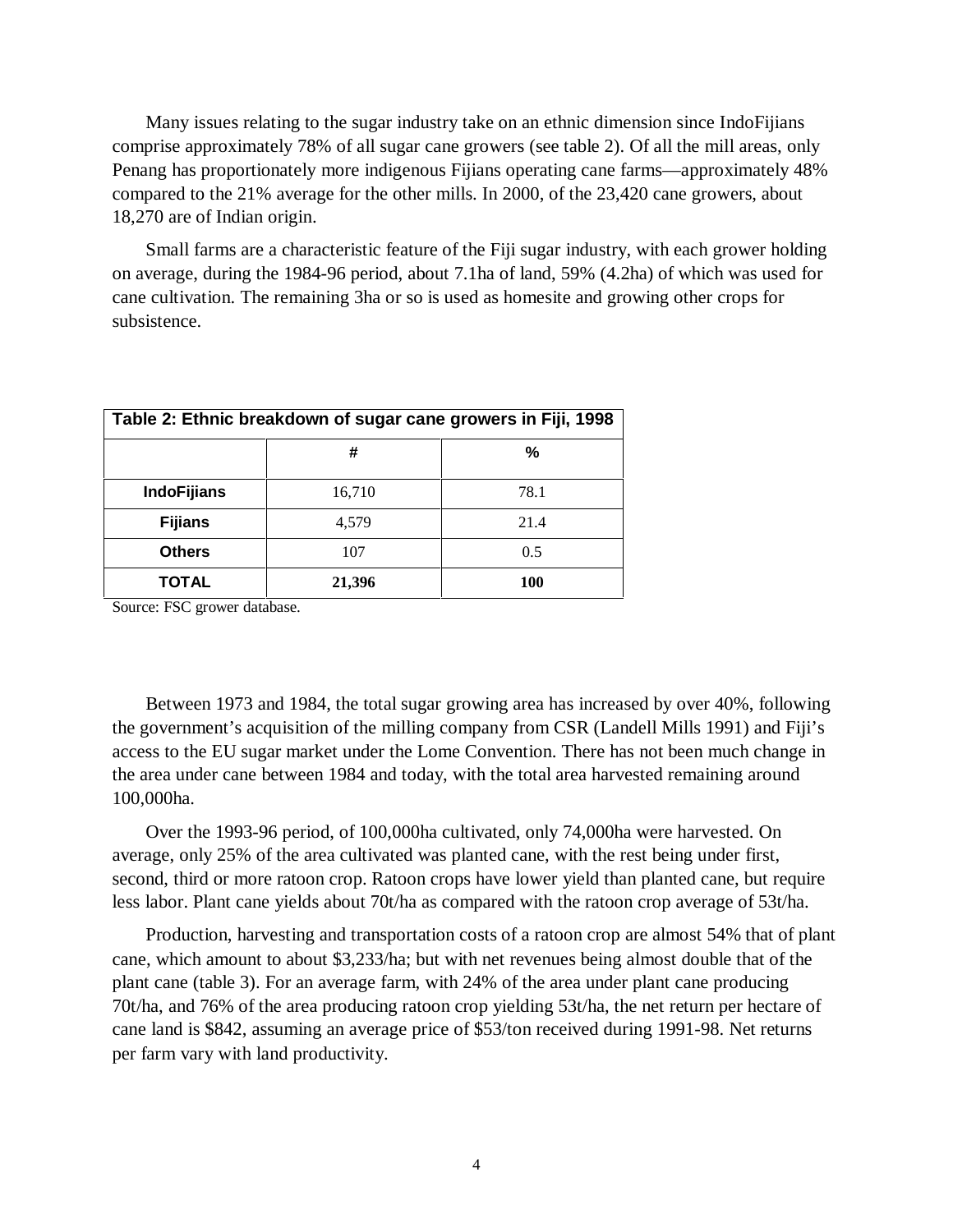Many issues relating to the sugar industry take on an ethnic dimension since IndoFijians comprise approximately 78% of all sugar cane growers (see table 2). Of all the mill areas, only Penang has proportionately more indigenous Fijians operating cane farms—approximately 48% compared to the 21% average for the other mills. In 2000, of the 23,420 cane growers, about 18,270 are of Indian origin.

Small farms are a characteristic feature of the Fiji sugar industry, with each grower holding on average, during the 1984-96 period, about 7.1ha of land, 59% (4.2ha) of which was used for cane cultivation. The remaining 3ha or so is used as homesite and growing other crops for subsistence.

**Table 2: Ethnic breakdown of sugar cane growers in Fiji, 1998**

| | # | % |
|---|---|---|
| **IndoFijians** | 16,710 | 78.1 |
| **Fijians** | 4,579 | 21.4 |
| **Others** | 107 | 0.5 |
| **TOTAL** | **21,396** | **100** |

Source: FSC grower database.

Between 1973 and 1984, the total sugar growing area has increased by over 40%, following the government's acquisition of the milling company from CSR (Landell Mills 1991) and Fiji's access to the EU sugar market under the Lome Convention. There has not been much change in the area under cane between 1984 and today, with the total area harvested remaining around 100,000ha.

Over the 1993-96 period, of 100,000ha cultivated, only 74,000ha were harvested. On average, only 25% of the area cultivated was planted cane, with the rest being under first, second, third or more ratoon crop. Ratoon crops have lower yield than planted cane, but require less labor. Plant cane yields about 70t/ha as compared with the ratoon crop average of 53t/ha.

Production, harvesting and transportation costs of a ratoon crop are almost 54% that of plant cane, which amount to about \$3,233/ha; but with net revenues being almost double that of the plant cane (table 3). For an average farm, with 24% of the area under plant cane producing 70t/ha, and 76% of the area producing ratoon crop yielding 53t/ha, the net return per hectare of cane land is \$842, assuming an average price of \$53/ton received during 1991-98. Net returns per farm vary with land productivity.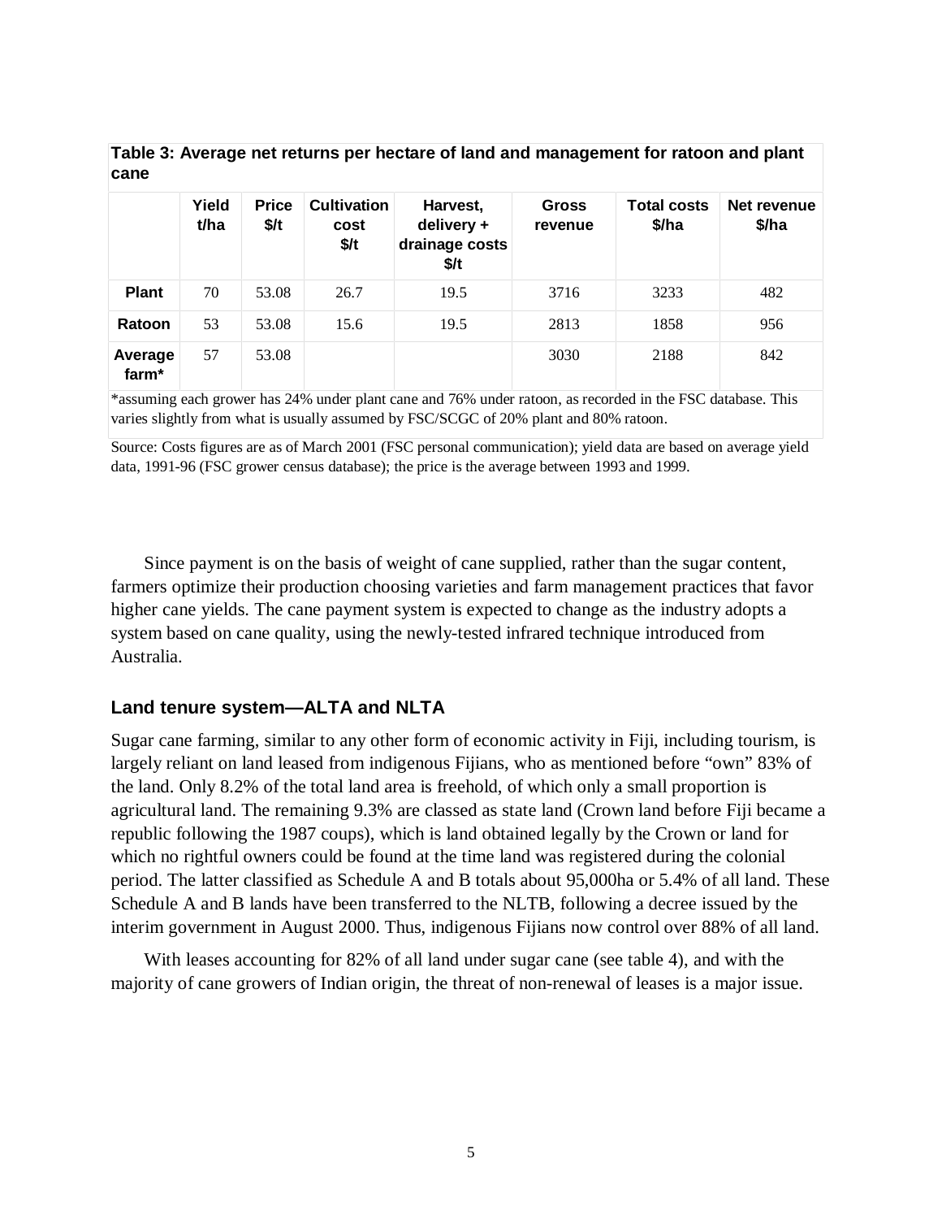**Table 3: Average net returns per hectare of land and management for ratoon and plant cane**

| | Yield t/ha | Price $/t | Cultivation cost $/t | Harvest, delivery + drainage costs $/t | Gross revenue | Total costs $/ha | Net revenue $/ha |
|---|---|---|---|---|---|---|---|
| **Plant** | 70 | 53.08 | 26.7 | 19.5 | 3716 | 3233 | 482 |
| **Ratoon** | 53 | 53.08 | 15.6 | 19.5 | 2813 | 1858 | 956 |
| **Average farm*** | 57 | 53.08 | | | 3030 | 2188 | 842 |

*assuming each grower has 24% under plant cane and 76% under ratoon, as recorded in the FSC database. This varies slightly from what is usually assumed by FSC/SCGC of 20% plant and 80% ratoon.

Source: Costs figures are as of March 2001 (FSC personal communication); yield data are based on average yield data, 1991-96 (FSC grower census database); the price is the average between 1993 and 1999.

Since payment is on the basis of weight of cane supplied, rather than the sugar content, farmers optimize their production choosing varieties and farm management practices that favor higher cane yields. The cane payment system is expected to change as the industry adopts a system based on cane quality, using the newly-tested infrared technique introduced from Australia.

### Land tenure system—ALTA and NLTA

Sugar cane farming, similar to any other form of economic activity in Fiji, including tourism, is largely reliant on land leased from indigenous Fijians, who as mentioned before "own" 83% of the land. Only 8.2% of the total land area is freehold, of which only a small proportion is agricultural land. The remaining 9.3% are classed as state land (Crown land before Fiji became a republic following the 1987 coups), which is land obtained legally by the Crown or land for which no rightful owners could be found at the time land was registered during the colonial period. The latter classified as Schedule A and B totals about 95,000ha or 5.4% of all land. These Schedule A and B lands have been transferred to the NLTB, following a decree issued by the interim government in August 2000. Thus, indigenous Fijians now control over 88% of all land.

With leases accounting for 82% of all land under sugar cane (see table 4), and with the majority of cane growers of Indian origin, the threat of non-renewal of leases is a major issue.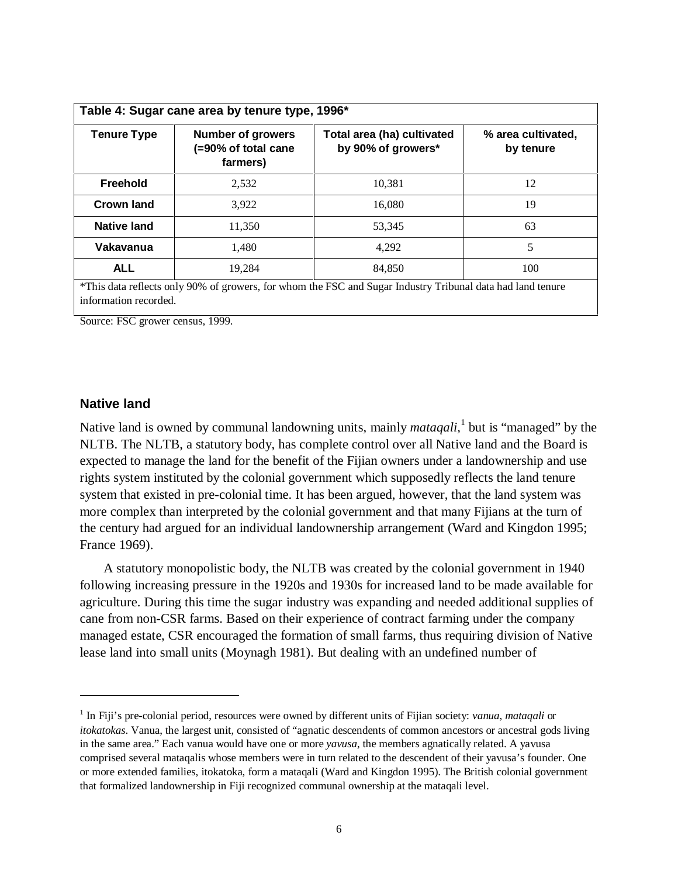**Table 4: Sugar cane area by tenure type, 1996***

| Tenure Type | Number of growers (=90% of total cane farmers) | Total area (ha) cultivated by 90% of growers* | % area cultivated, by tenure |
|---|---|---|---|
| **Freehold** | 2,532 | 10,381 | 12 |
| **Crown land** | 3,922 | 16,080 | 19 |
| **Native land** | 11,350 | 53,345 | 63 |
| **Vakavanua** | 1,480 | 4,292 | 5 |
| **ALL** | 19,284 | 84,850 | 100 |

*This data reflects only 90% of growers, for whom the FSC and Sugar Industry Tribunal data had land tenure information recorded.

Source: FSC grower census, 1999.

### Native land

Native land is owned by communal landowning units, mainly *mataqali*,[1] but is "managed" by the NLTB. The NLTB, a statutory body, has complete control over all Native land and the Board is expected to manage the land for the benefit of the Fijian owners under a landownership and use rights system instituted by the colonial government which supposedly reflects the land tenure system that existed in pre-colonial time. It has been argued, however, that the land system was more complex than interpreted by the colonial government and that many Fijians at the turn of the century had argued for an individual landownership arrangement (Ward and Kingdon 1995; France 1969).

A statutory monopolistic body, the NLTB was created by the colonial government in 1940 following increasing pressure in the 1920s and 1930s for increased land to be made available for agriculture. During this time the sugar industry was expanding and needed additional supplies of cane from non-CSR farms. Based on their experience of contract farming under the company managed estate, CSR encouraged the formation of small farms, thus requiring division of Native lease land into small units (Moynagh 1981). But dealing with an undefined number of

---

[1] In Fiji's pre-colonial period, resources were owned by different units of Fijian society: *vanua*, *mataqali* or *itokatokas*. Vanua, the largest unit, consisted of "agnatic descendents of common ancestors or ancestral gods living in the same area." Each vanua would have one or more *yavusa*, the members agnatically related. A yavusa comprised several mataqalis whose members were in turn related to the descendent of their yavusa's founder. One or more extended families, itokatoka, form a mataqali (Ward and Kingdon 1995). The British colonial government that formalized landownership in Fiji recognized communal ownership at the mataqali level.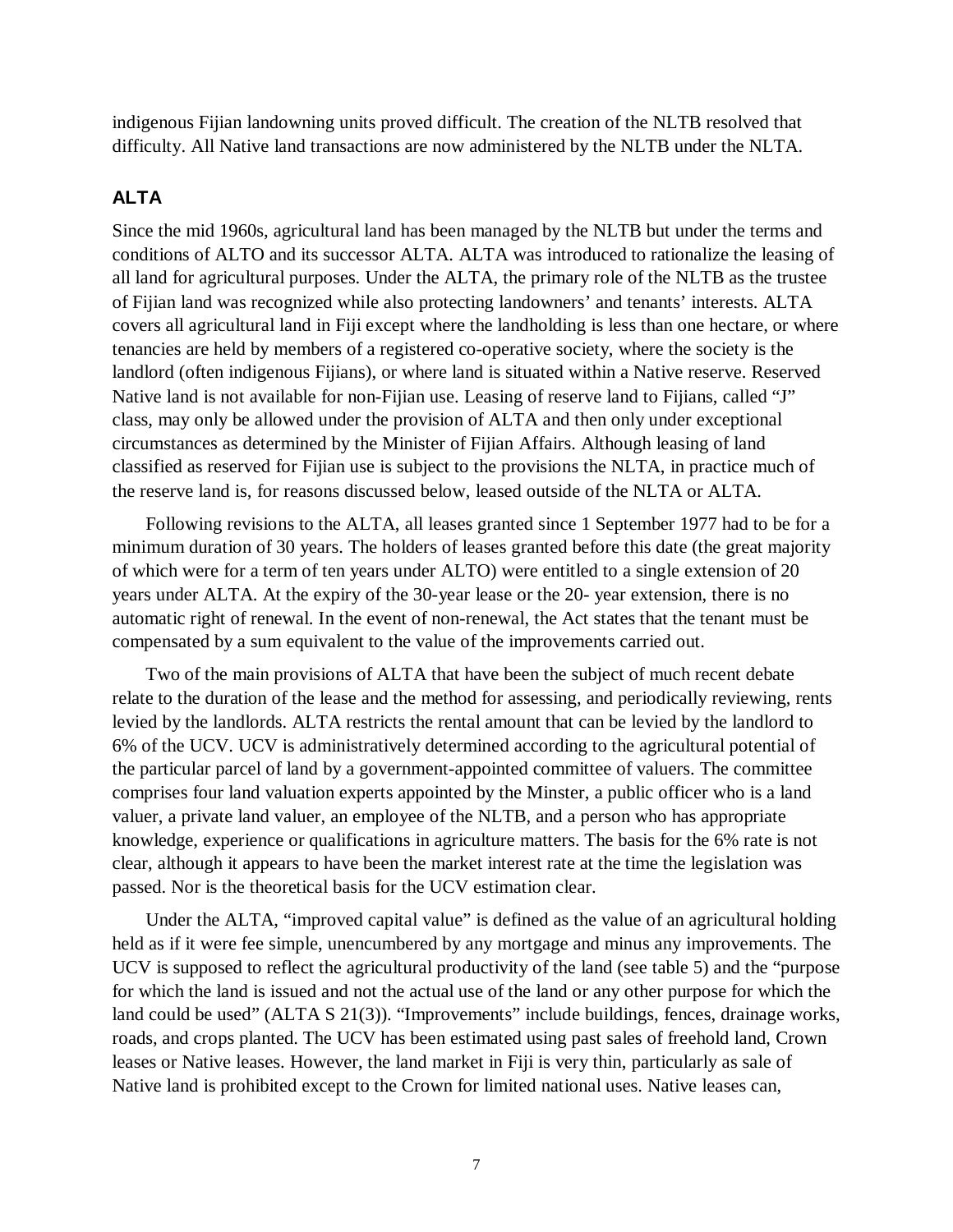indigenous Fijian landowning units proved difficult. The creation of the NLTB resolved that difficulty. All Native land transactions are now administered by the NLTB under the NLTA.

### ALTA

Since the mid 1960s, agricultural land has been managed by the NLTB but under the terms and conditions of ALTO and its successor ALTA. ALTA was introduced to rationalize the leasing of all land for agricultural purposes. Under the ALTA, the primary role of the NLTB as the trustee of Fijian land was recognized while also protecting landowners' and tenants' interests. ALTA covers all agricultural land in Fiji except where the landholding is less than one hectare, or where tenancies are held by members of a registered co-operative society, where the society is the landlord (often indigenous Fijians), or where land is situated within a Native reserve. Reserved Native land is not available for non-Fijian use. Leasing of reserve land to Fijians, called "J" class, may only be allowed under the provision of ALTA and then only under exceptional circumstances as determined by the Minister of Fijian Affairs. Although leasing of land classified as reserved for Fijian use is subject to the provisions the NLTA, in practice much of the reserve land is, for reasons discussed below, leased outside of the NLTA or ALTA.

Following revisions to the ALTA, all leases granted since 1 September 1977 had to be for a minimum duration of 30 years. The holders of leases granted before this date (the great majority of which were for a term of ten years under ALTO) were entitled to a single extension of 20 years under ALTA. At the expiry of the 30-year lease or the 20- year extension, there is no automatic right of renewal. In the event of non-renewal, the Act states that the tenant must be compensated by a sum equivalent to the value of the improvements carried out.

Two of the main provisions of ALTA that have been the subject of much recent debate relate to the duration of the lease and the method for assessing, and periodically reviewing, rents levied by the landlords. ALTA restricts the rental amount that can be levied by the landlord to 6% of the UCV. UCV is administratively determined according to the agricultural potential of the particular parcel of land by a government-appointed committee of valuers. The committee comprises four land valuation experts appointed by the Minster, a public officer who is a land valuer, a private land valuer, an employee of the NLTB, and a person who has appropriate knowledge, experience or qualifications in agriculture matters. The basis for the 6% rate is not clear, although it appears to have been the market interest rate at the time the legislation was passed. Nor is the theoretical basis for the UCV estimation clear.

Under the ALTA, "improved capital value" is defined as the value of an agricultural holding held as if it were fee simple, unencumbered by any mortgage and minus any improvements. The UCV is supposed to reflect the agricultural productivity of the land (see table 5) and the "purpose for which the land is issued and not the actual use of the land or any other purpose for which the land could be used" (ALTA S 21(3)). "Improvements" include buildings, fences, drainage works, roads, and crops planted. The UCV has been estimated using past sales of freehold land, Crown leases or Native leases. However, the land market in Fiji is very thin, particularly as sale of Native land is prohibited except to the Crown for limited national uses. Native leases can,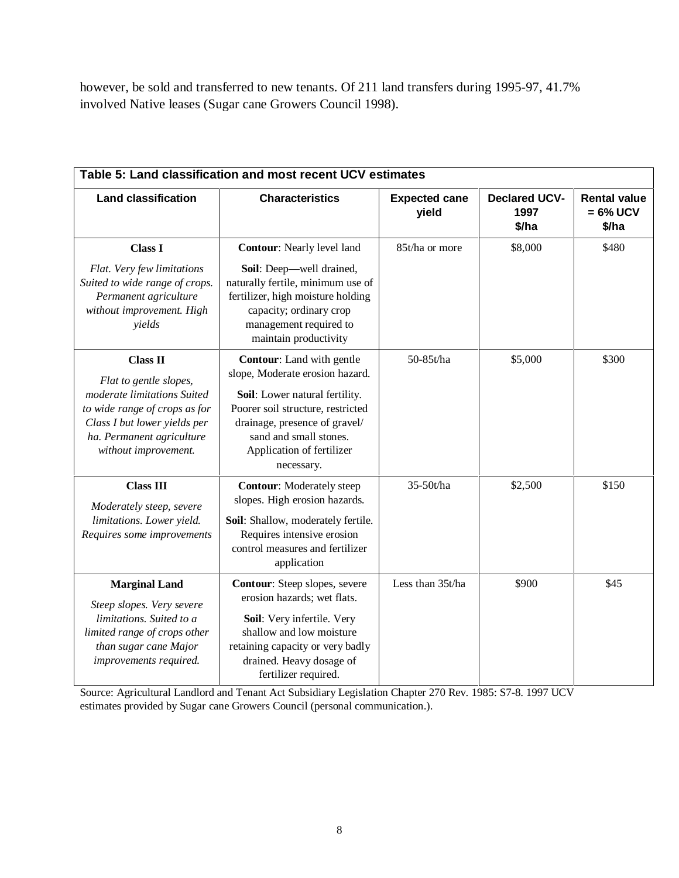however, be sold and transferred to new tenants. Of 211 land transfers during 1995-97, 41.7% involved Native leases (Sugar cane Growers Council 1998).

**Table 5: Land classification and most recent UCV estimates**

| Land classification | Characteristics | Expected cane yield | Declared UCV-1997 $/ha | Rental value = 6% UCV $/ha |
|---|---|---|---|---|
| **Class I**<br>*Flat. Very few limitations Suited to wide range of crops. Permanent agriculture without improvement. High yields* | **Contour**: Nearly level land<br>**Soil**: Deep—well drained, naturally fertile, minimum use of fertilizer, high moisture holding capacity; ordinary crop management required to maintain productivity | 85t/ha or more | $8,000 | $480 |
| **Class II**<br>*Flat to gentle slopes, moderate limitations Suited to wide range of crops as for Class I but lower yields per ha. Permanent agriculture without improvement.* | **Contour**: Land with gentle slope, Moderate erosion hazard.<br>**Soil**: Lower natural fertility. Poorer soil structure, restricted drainage, presence of gravel/ sand and small stones. Application of fertilizer necessary. | 50-85t/ha | $5,000 | $300 |
| **Class III**<br>*Moderately steep, severe limitations. Lower yield. Requires some improvements* | **Contour**: Moderately steep slopes. High erosion hazards.<br>**Soil**: Shallow, moderately fertile. Requires intensive erosion control measures and fertilizer application | 35-50t/ha | $2,500 | $150 |
| **Marginal Land**<br>*Steep slopes. Very severe limitations. Suited to a limited range of crops other than sugar cane Major improvements required.* | **Contour**: Steep slopes, severe erosion hazards; wet flats.<br>**Soil**: Very infertile. Very shallow and low moisture retaining capacity or very badly drained. Heavy dosage of fertilizer required. | Less than 35t/ha | $900 | $45 |

Source: Agricultural Landlord and Tenant Act Subsidiary Legislation Chapter 270 Rev. 1985: S7-8. 1997 UCV estimates provided by Sugar cane Growers Council (personal communication.).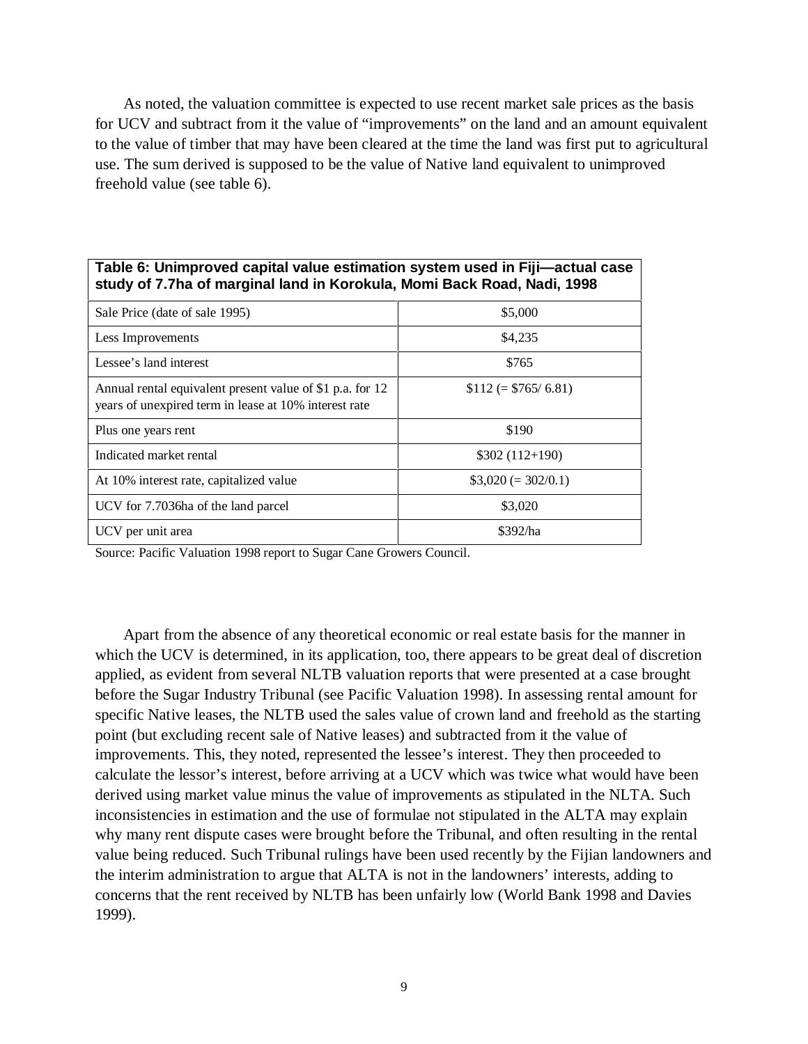As noted, the valuation committee is expected to use recent market sale prices as the basis for UCV and subtract from it the value of “improvements” on the land and an amount equivalent to the value of timber that may have been cleared at the time the land was first put to agricultural use. The sum derived is supposed to be the value of Native land equivalent to unimproved freehold value (see table 6).

**Table 6: Unimproved capital value estimation system used in Fiji—actual case study of 7.7ha of marginal land in Korokula, Momi Back Road, Nadi, 1998**

| | |
|---|---|
| Sale Price (date of sale 1995) | \$5,000 |
| Less Improvements | \$4,235 |
| Lessee’s land interest | \$765 |
| Annual rental equivalent present value of \$1 p.a. for 12 years of unexpired term in lease at 10% interest rate | \$112 (= \$765/ 6.81) |
| Plus one years rent | \$190 |
| Indicated market rental | \$302 (112+190) |
| At 10% interest rate, capitalized value | \$3,020 (= 302/0.1) |
| UCV for 7.7036ha of the land parcel | \$3,020 |
| UCV per unit area | \$392/ha |

Source: Pacific Valuation 1998 report to Sugar Cane Growers Council.

Apart from the absence of any theoretical economic or real estate basis for the manner in which the UCV is determined, in its application, too, there appears to be great deal of discretion applied, as evident from several NLTB valuation reports that were presented at a case brought before the Sugar Industry Tribunal (see Pacific Valuation 1998). In assessing rental amount for specific Native leases, the NLTB used the sales value of crown land and freehold as the starting point (but excluding recent sale of Native leases) and subtracted from it the value of improvements. This, they noted, represented the lessee’s interest. They then proceeded to calculate the lessor’s interest, before arriving at a UCV which was twice what would have been derived using market value minus the value of improvements as stipulated in the NLTA. Such inconsistencies in estimation and the use of formulae not stipulated in the ALTA may explain why many rent dispute cases were brought before the Tribunal, and often resulting in the rental value being reduced. Such Tribunal rulings have been used recently by the Fijian landowners and the interim administration to argue that ALTA is not in the landowners’ interests, adding to concerns that the rent received by NLTB has been unfairly low (World Bank 1998 and Davies 1999).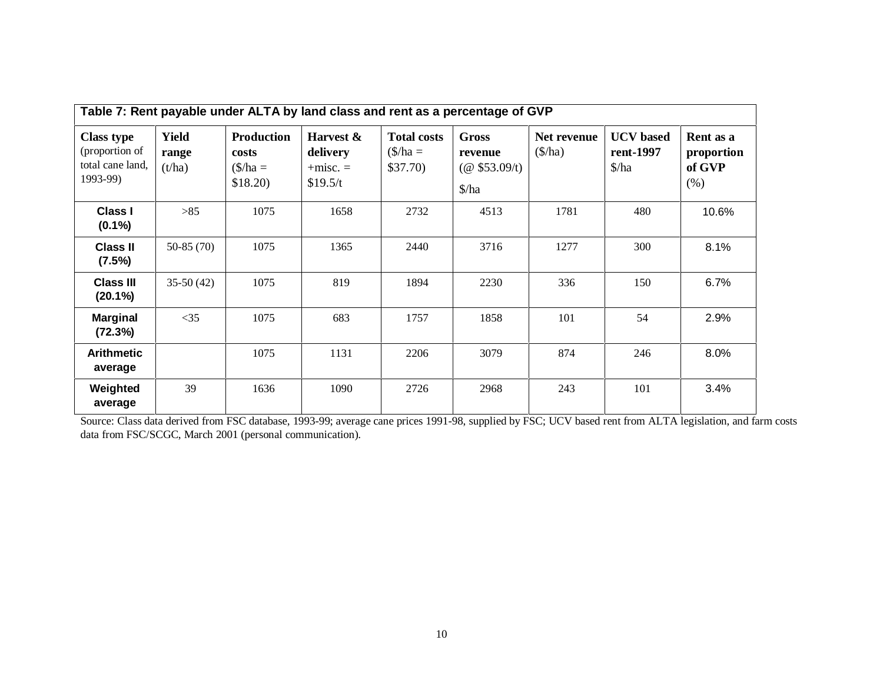**Table 7: Rent payable under ALTA by land class and rent as a percentage of GVP**

| Class type (proportion of total cane land, 1993-99) | Yield range (t/ha) | Production costs ($/ha = $18.20) | Harvest & delivery +misc. = $19.5/t | Total costs ($/ha = $37.70) | Gross revenue (@ $53.09/t) $/ha | Net revenue ($/ha) | UCV based rent-1997 $/ha | Rent as a proportion of GVP (%) |
|---|---|---|---|---|---|---|---|---|
| **Class I (0.1%)** | >85 | 1075 | 1658 | 2732 | 4513 | 1781 | 480 | 10.6% |
| **Class II (7.5%)** | 50-85 (70) | 1075 | 1365 | 2440 | 3716 | 1277 | 300 | 8.1% |
| **Class III (20.1%)** | 35-50 (42) | 1075 | 819 | 1894 | 2230 | 336 | 150 | 6.7% |
| **Marginal (72.3%)** | <35 | 1075 | 683 | 1757 | 1858 | 101 | 54 | 2.9% |
| **Arithmetic average** | | 1075 | 1131 | 2206 | 3079 | 874 | 246 | 8.0% |
| **Weighted average** | 39 | 1636 | 1090 | 2726 | 2968 | 243 | 101 | 3.4% |

Source: Class data derived from FSC database, 1993-99; average cane prices 1991-98, supplied by FSC; UCV based rent from ALTA legislation, and farm costs data from FSC/SCGC, March 2001 (personal communication).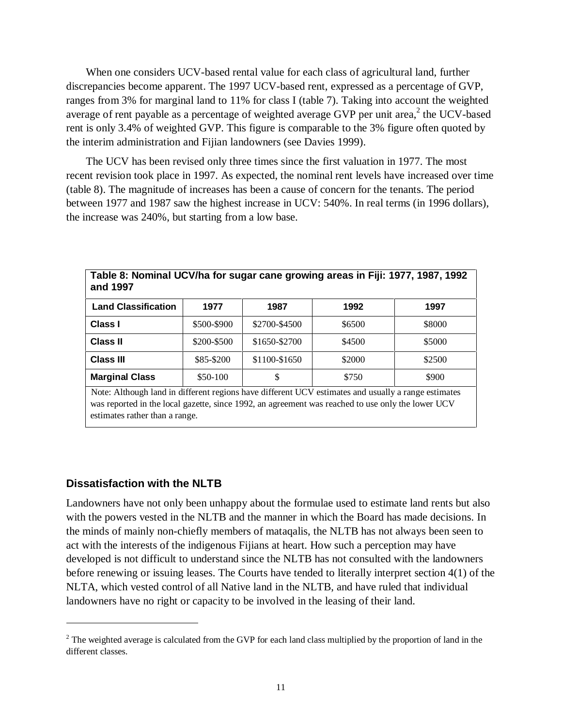When one considers UCV-based rental value for each class of agricultural land, further discrepancies become apparent. The 1997 UCV-based rent, expressed as a percentage of GVP, ranges from 3% for marginal land to 11% for class I (table 7). Taking into account the weighted average of rent payable as a percentage of weighted average GVP per unit area,[2] the UCV-based rent is only 3.4% of weighted GVP. This figure is comparable to the 3% figure often quoted by the interim administration and Fijian landowners (see Davies 1999).

The UCV has been revised only three times since the first valuation in 1977. The most recent revision took place in 1997. As expected, the nominal rent levels have increased over time (table 8). The magnitude of increases has been a cause of concern for the tenants. The period between 1977 and 1987 saw the highest increase in UCV: 540%. In real terms (in 1996 dollars), the increase was 240%, but starting from a low base.

**Table 8: Nominal UCV/ha for sugar cane growing areas in Fiji: 1977, 1987, 1992 and 1997**

| Land Classification | 1977 | 1987 | 1992 | 1997 |
|---|---|---|---|---|
| **Class I** | $500-$900 | $2700-$4500 | $6500 | $8000 |
| **Class II** | $200-$500 | $1650-$2700 | $4500 | $5000 |
| **Class III** | $85-$200 | $1100-$1650 | $2000 | $2500 |
| **Marginal Class** | $50-100 | $ | $750 | $900 |

Note: Although land in different regions have different UCV estimates and usually a range estimates was reported in the local gazette, since 1992, an agreement was reached to use only the lower UCV estimates rather than a range.

## Dissatisfaction with the NLTB

Landowners have not only been unhappy about the formulae used to estimate land rents but also with the powers vested in the NLTB and the manner in which the Board has made decisions. In the minds of mainly non-chiefly members of mataqalis, the NLTB has not always been seen to act with the interests of the indigenous Fijians at heart. How such a perception may have developed is not difficult to understand since the NLTB has not consulted with the landowners before renewing or issuing leases. The Courts have tended to literally interpret section 4(1) of the NLTA, which vested control of all Native land in the NLTB, and have ruled that individual landowners have no right or capacity to be involved in the leasing of their land.

[2] The weighted average is calculated from the GVP for each land class multiplied by the proportion of land in the different classes.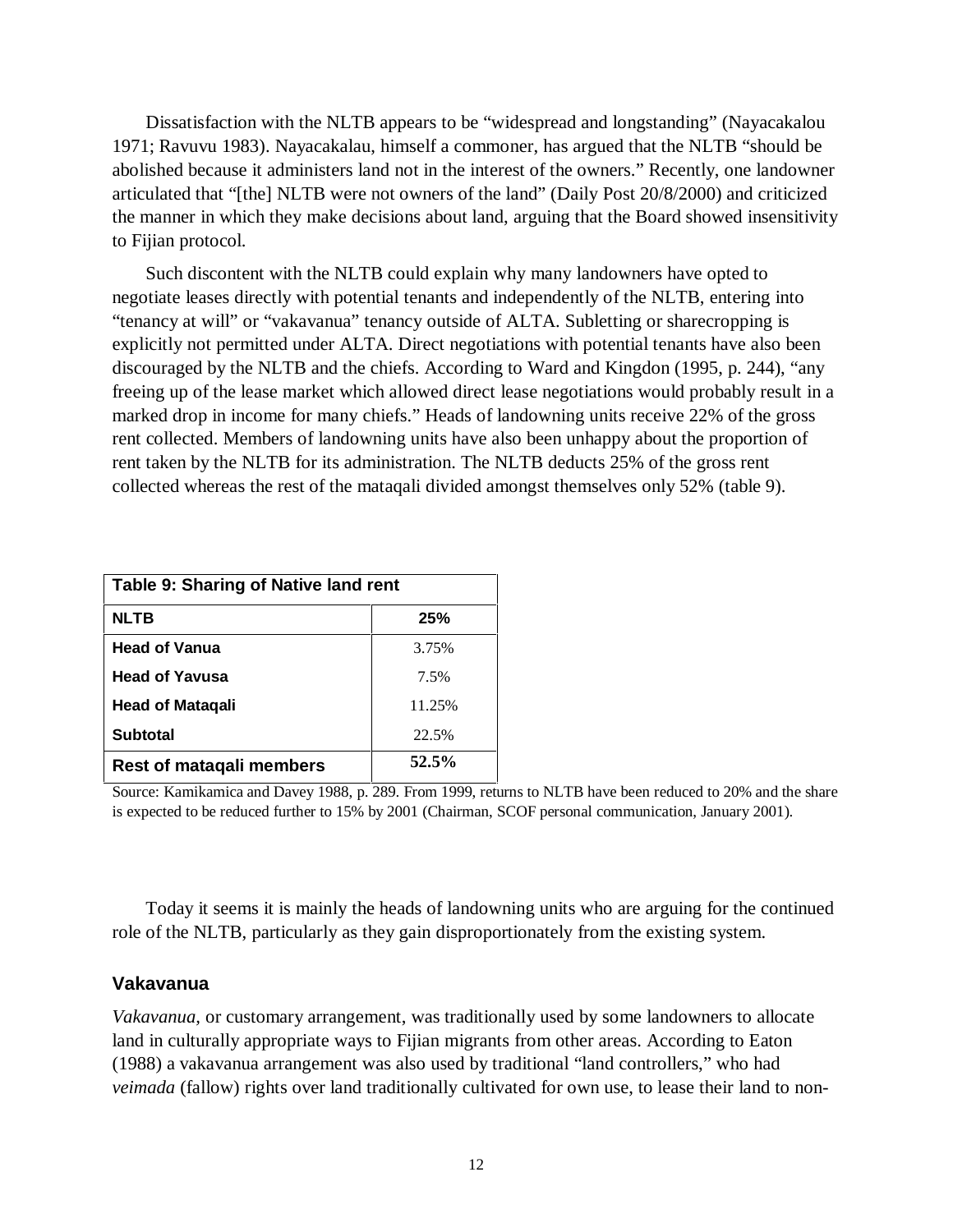Dissatisfaction with the NLTB appears to be "widespread and longstanding" (Nayacakalou 1971; Ravuvu 1983). Nayacakalau, himself a commoner, has argued that the NLTB "should be abolished because it administers land not in the interest of the owners." Recently, one landowner articulated that "[the] NLTB were not owners of the land" (Daily Post 20/8/2000) and criticized the manner in which they make decisions about land, arguing that the Board showed insensitivity to Fijian protocol.

Such discontent with the NLTB could explain why many landowners have opted to negotiate leases directly with potential tenants and independently of the NLTB, entering into "tenancy at will" or "vakavanua" tenancy outside of ALTA. Subletting or sharecropping is explicitly not permitted under ALTA. Direct negotiations with potential tenants have also been discouraged by the NLTB and the chiefs. According to Ward and Kingdon (1995, p. 244), "any freeing up of the lease market which allowed direct lease negotiations would probably result in a marked drop in income for many chiefs." Heads of landowning units receive 22% of the gross rent collected. Members of landowning units have also been unhappy about the proportion of rent taken by the NLTB for its administration. The NLTB deducts 25% of the gross rent collected whereas the rest of the mataqali divided amongst themselves only 52% (table 9).

| **Table 9: Sharing of Native land rent** | |
|---|---|
| **NLTB** | **25%** |
| **Head of Vanua** | 3.75% |
| **Head of Yavusa** | 7.5% |
| **Head of Mataqali** | 11.25% |
| **Subtotal** | 22.5% |
| **Rest of mataqali members** | **52.5%** |

Source: Kamikamica and Davey 1988, p. 289. From 1999, returns to NLTB have been reduced to 20% and the share is expected to be reduced further to 15% by 2001 (Chairman, SCOF personal communication, January 2001).

Today it seems it is mainly the heads of landowning units who are arguing for the continued role of the NLTB, particularly as they gain disproportionately from the existing system.

### Vakavanua

*Vakavanua,* or customary arrangement, was traditionally used by some landowners to allocate land in culturally appropriate ways to Fijian migrants from other areas. According to Eaton (1988) a vakavanua arrangement was also used by traditional "land controllers," who had *veimada* (fallow) rights over land traditionally cultivated for own use, to lease their land to non-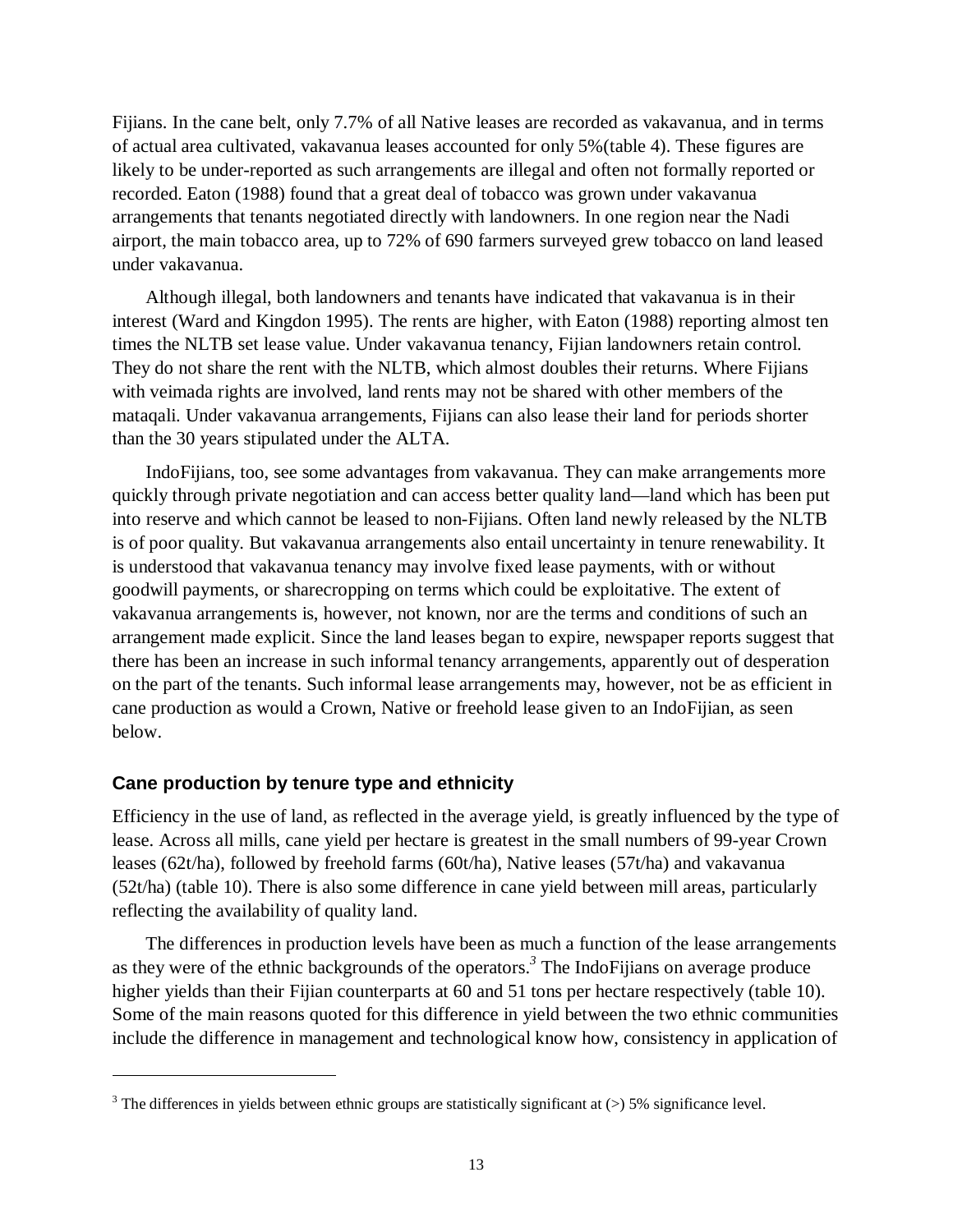Fijians. In the cane belt, only 7.7% of all Native leases are recorded as vakavanua, and in terms of actual area cultivated, vakavanua leases accounted for only 5%(table 4). These figures are likely to be under-reported as such arrangements are illegal and often not formally reported or recorded. Eaton (1988) found that a great deal of tobacco was grown under vakavanua arrangements that tenants negotiated directly with landowners. In one region near the Nadi airport, the main tobacco area, up to 72% of 690 farmers surveyed grew tobacco on land leased under vakavanua.

Although illegal, both landowners and tenants have indicated that vakavanua is in their interest (Ward and Kingdon 1995). The rents are higher, with Eaton (1988) reporting almost ten times the NLTB set lease value. Under vakavanua tenancy, Fijian landowners retain control. They do not share the rent with the NLTB, which almost doubles their returns. Where Fijians with veimada rights are involved, land rents may not be shared with other members of the mataqali. Under vakavanua arrangements, Fijians can also lease their land for periods shorter than the 30 years stipulated under the ALTA.

IndoFijians, too, see some advantages from vakavanua. They can make arrangements more quickly through private negotiation and can access better quality land—land which has been put into reserve and which cannot be leased to non-Fijians. Often land newly released by the NLTB is of poor quality. But vakavanua arrangements also entail uncertainty in tenure renewability. It is understood that vakavanua tenancy may involve fixed lease payments, with or without goodwill payments, or sharecropping on terms which could be exploitative. The extent of vakavanua arrangements is, however, not known, nor are the terms and conditions of such an arrangement made explicit. Since the land leases began to expire, newspaper reports suggest that there has been an increase in such informal tenancy arrangements, apparently out of desperation on the part of the tenants. Such informal lease arrangements may, however, not be as efficient in cane production as would a Crown, Native or freehold lease given to an IndoFijian, as seen below.

### Cane production by tenure type and ethnicity

Efficiency in the use of land, as reflected in the average yield, is greatly influenced by the type of lease. Across all mills, cane yield per hectare is greatest in the small numbers of 99-year Crown leases (62t/ha), followed by freehold farms (60t/ha), Native leases (57t/ha) and vakavanua (52t/ha) (table 10). There is also some difference in cane yield between mill areas, particularly reflecting the availability of quality land.

The differences in production levels have been as much a function of the lease arrangements as they were of the ethnic backgrounds of the operators.[3] The IndoFijians on average produce higher yields than their Fijian counterparts at 60 and 51 tons per hectare respectively (table 10). Some of the main reasons quoted for this difference in yield between the two ethnic communities include the difference in management and technological know how, consistency in application of

---

[3] The differences in yields between ethnic groups are statistically significant at (>) 5% significance level.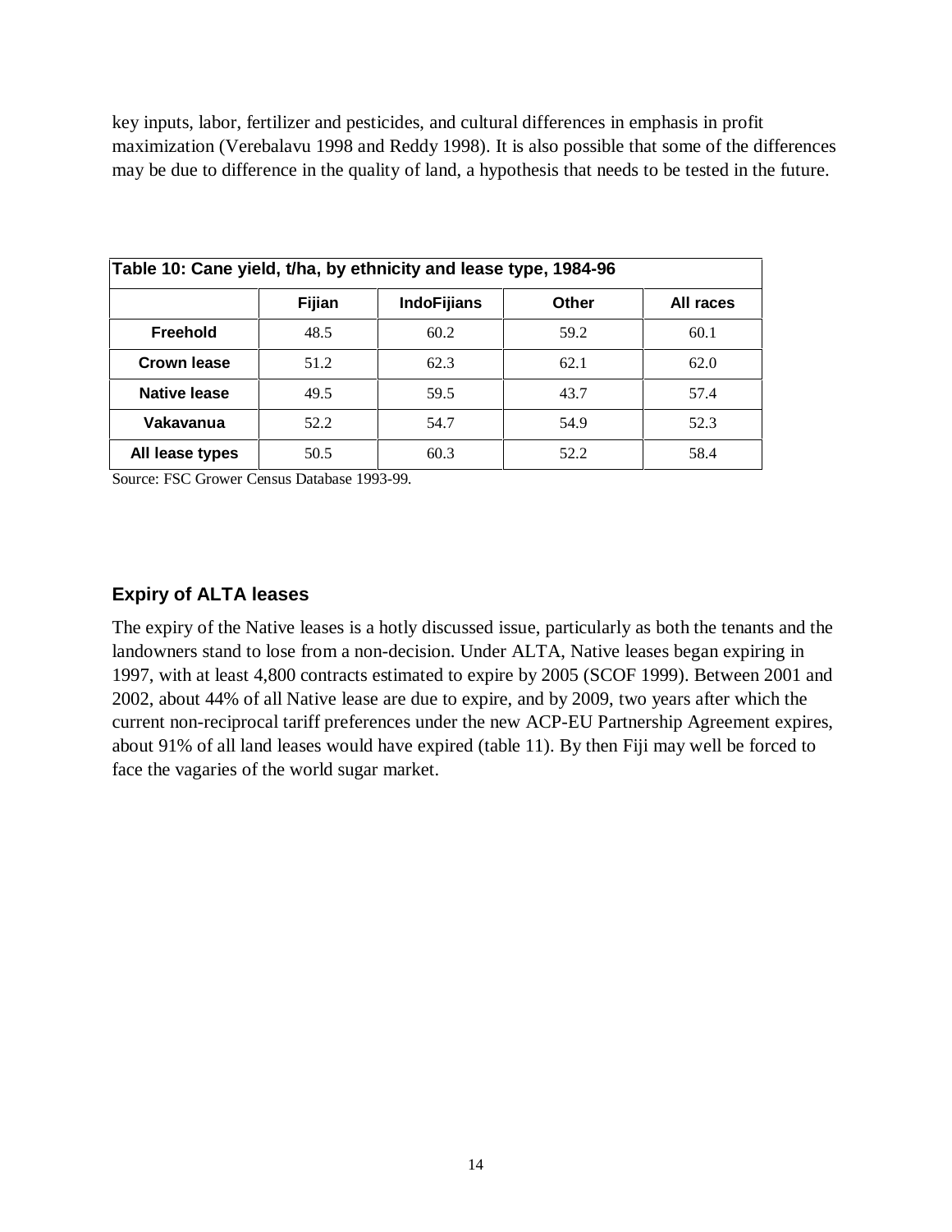key inputs, labor, fertilizer and pesticides, and cultural differences in emphasis in profit maximization (Verebalavu 1998 and Reddy 1998). It is also possible that some of the differences may be due to difference in the quality of land, a hypothesis that needs to be tested in the future.

**Table 10: Cane yield, t/ha, by ethnicity and lease type, 1984-96**

| | Fijian | IndoFijians | Other | All races |
|---|---|---|---|---|
| **Freehold** | 48.5 | 60.2 | 59.2 | 60.1 |
| **Crown lease** | 51.2 | 62.3 | 62.1 | 62.0 |
| **Native lease** | 49.5 | 59.5 | 43.7 | 57.4 |
| **Vakavanua** | 52.2 | 54.7 | 54.9 | 52.3 |
| **All lease types** | 50.5 | 60.3 | 52.2 | 58.4 |

Source: FSC Grower Census Database 1993-99.

### Expiry of ALTA leases

The expiry of the Native leases is a hotly discussed issue, particularly as both the tenants and the landowners stand to lose from a non-decision. Under ALTA, Native leases began expiring in 1997, with at least 4,800 contracts estimated to expire by 2005 (SCOF 1999). Between 2001 and 2002, about 44% of all Native lease are due to expire, and by 2009, two years after which the current non-reciprocal tariff preferences under the new ACP-EU Partnership Agreement expires, about 91% of all land leases would have expired (table 11). By then Fiji may well be forced to face the vagaries of the world sugar market.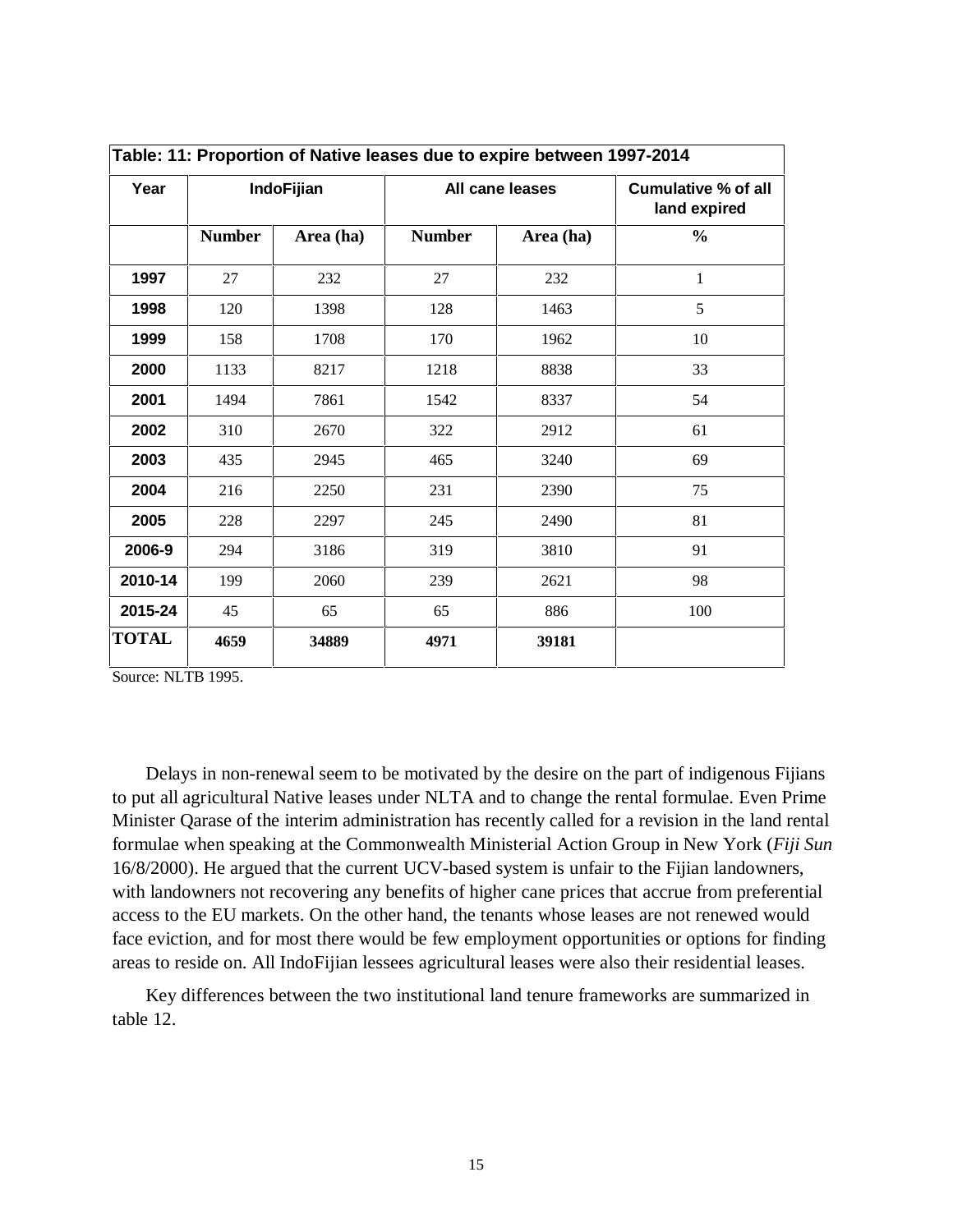**Table: 11: Proportion of Native leases due to expire between 1997-2014**

| Year | IndoFijian | | All cane leases | | Cumulative % of all land expired |
|---|---|---|---|---|---|
| | **Number** | **Area (ha)** | **Number** | **Area (ha)** | **%** |
| **1997** | 27 | 232 | 27 | 232 | 1 |
| **1998** | 120 | 1398 | 128 | 1463 | 5 |
| **1999** | 158 | 1708 | 170 | 1962 | 10 |
| **2000** | 1133 | 8217 | 1218 | 8838 | 33 |
| **2001** | 1494 | 7861 | 1542 | 8337 | 54 |
| **2002** | 310 | 2670 | 322 | 2912 | 61 |
| **2003** | 435 | 2945 | 465 | 3240 | 69 |
| **2004** | 216 | 2250 | 231 | 2390 | 75 |
| **2005** | 228 | 2297 | 245 | 2490 | 81 |
| **2006-9** | 294 | 3186 | 319 | 3810 | 91 |
| **2010-14** | 199 | 2060 | 239 | 2621 | 98 |
| **2015-24** | 45 | 65 | 65 | 886 | 100 |
| **TOTAL** | **4659** | **34889** | **4971** | **39181** | |

Source: NLTB 1995.

Delays in non-renewal seem to be motivated by the desire on the part of indigenous Fijians to put all agricultural Native leases under NLTA and to change the rental formulae. Even Prime Minister Qarase of the interim administration has recently called for a revision in the land rental formulae when speaking at the Commonwealth Ministerial Action Group in New York (*Fiji Sun* 16/8/2000). He argued that the current UCV-based system is unfair to the Fijian landowners, with landowners not recovering any benefits of higher cane prices that accrue from preferential access to the EU markets. On the other hand, the tenants whose leases are not renewed would face eviction, and for most there would be few employment opportunities or options for finding areas to reside on. All IndoFijian lessees agricultural leases were also their residential leases.

Key differences between the two institutional land tenure frameworks are summarized in table 12.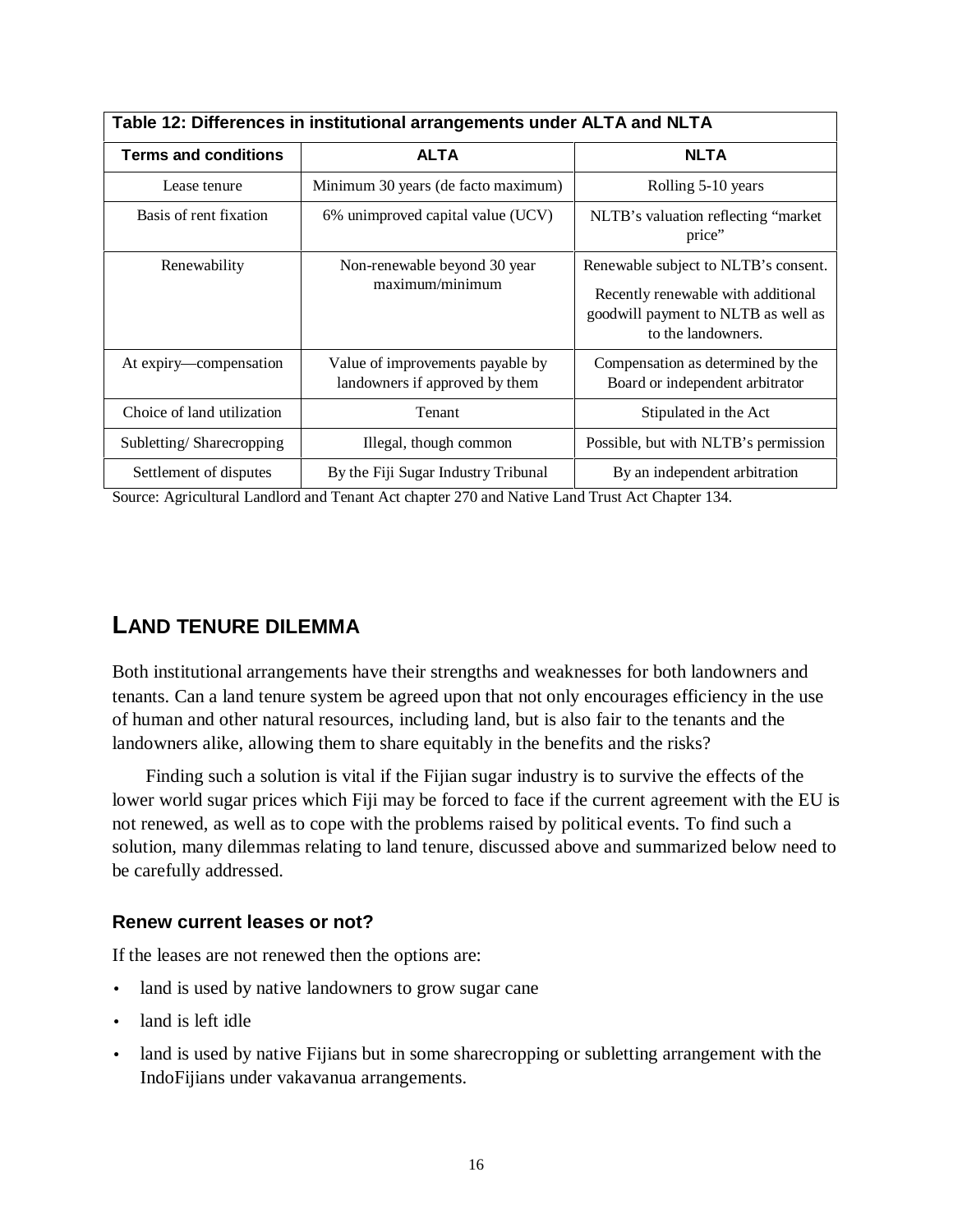**Table 12: Differences in institutional arrangements under ALTA and NLTA**

| Terms and conditions | ALTA | NLTA |
|---|---|---|
| Lease tenure | Minimum 30 years (de facto maximum) | Rolling 5-10 years |
| Basis of rent fixation | 6% unimproved capital value (UCV) | NLTB's valuation reflecting "market price" |
| Renewability | Non-renewable beyond 30 year maximum/minimum | Renewable subject to NLTB's consent. Recently renewable with additional goodwill payment to NLTB as well as to the landowners. |
| At expiry—compensation | Value of improvements payable by landowners if approved by them | Compensation as determined by the Board or independent arbitrator |
| Choice of land utilization | Tenant | Stipulated in the Act |
| Subletting/ Sharecropping | Illegal, though common | Possible, but with NLTB's permission |
| Settlement of disputes | By the Fiji Sugar Industry Tribunal | By an independent arbitration |

Source: Agricultural Landlord and Tenant Act chapter 270 and Native Land Trust Act Chapter 134.

## LAND TENURE DILEMMA

Both institutional arrangements have their strengths and weaknesses for both landowners and tenants. Can a land tenure system be agreed upon that not only encourages efficiency in the use of human and other natural resources, including land, but is also fair to the tenants and the landowners alike, allowing them to share equitably in the benefits and the risks?

Finding such a solution is vital if the Fijian sugar industry is to survive the effects of the lower world sugar prices which Fiji may be forced to face if the current agreement with the EU is not renewed, as well as to cope with the problems raised by political events. To find such a solution, many dilemmas relating to land tenure, discussed above and summarized below need to be carefully addressed.

### Renew current leases or not?

If the leases are not renewed then the options are:

- land is used by native landowners to grow sugar cane
- land is left idle
- land is used by native Fijians but in some sharecropping or subletting arrangement with the IndoFijians under vakavanua arrangements.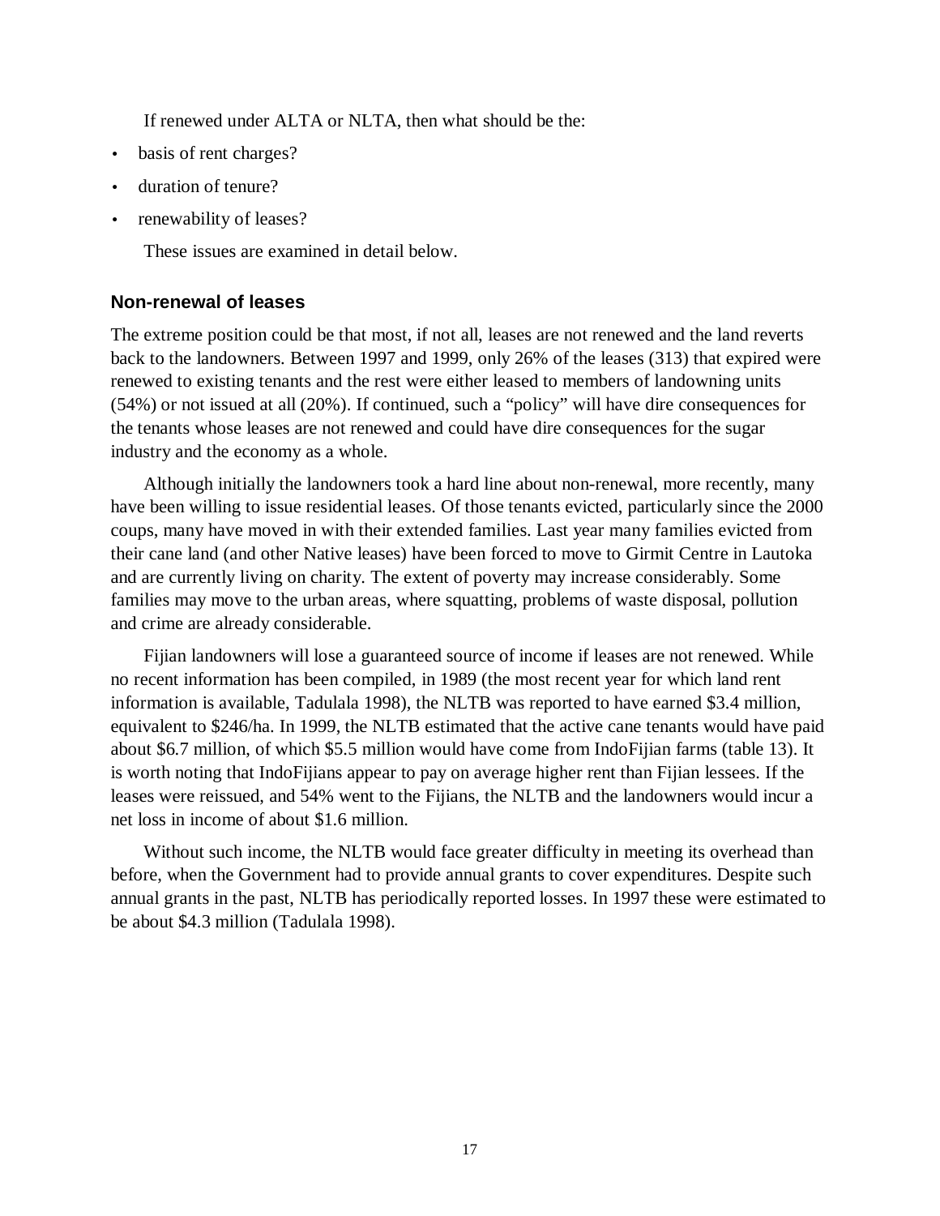If renewed under ALTA or NLTA, then what should be the:

- basis of rent charges?
- duration of tenure?
- renewability of leases?

These issues are examined in detail below.

### Non-renewal of leases

The extreme position could be that most, if not all, leases are not renewed and the land reverts back to the landowners. Between 1997 and 1999, only 26% of the leases (313) that expired were renewed to existing tenants and the rest were either leased to members of landowning units (54%) or not issued at all (20%). If continued, such a "policy" will have dire consequences for the tenants whose leases are not renewed and could have dire consequences for the sugar industry and the economy as a whole.

Although initially the landowners took a hard line about non-renewal, more recently, many have been willing to issue residential leases. Of those tenants evicted, particularly since the 2000 coups, many have moved in with their extended families. Last year many families evicted from their cane land (and other Native leases) have been forced to move to Girmit Centre in Lautoka and are currently living on charity. The extent of poverty may increase considerably. Some families may move to the urban areas, where squatting, problems of waste disposal, pollution and crime are already considerable.

Fijian landowners will lose a guaranteed source of income if leases are not renewed. While no recent information has been compiled, in 1989 (the most recent year for which land rent information is available, Tadulala 1998), the NLTB was reported to have earned $3.4 million, equivalent to $246/ha. In 1999, the NLTB estimated that the active cane tenants would have paid about $6.7 million, of which $5.5 million would have come from IndoFijian farms (table 13). It is worth noting that IndoFijians appear to pay on average higher rent than Fijian lessees. If the leases were reissued, and 54% went to the Fijians, the NLTB and the landowners would incur a net loss in income of about $1.6 million.

Without such income, the NLTB would face greater difficulty in meeting its overhead than before, when the Government had to provide annual grants to cover expenditures. Despite such annual grants in the past, NLTB has periodically reported losses. In 1997 these were estimated to be about $4.3 million (Tadulala 1998).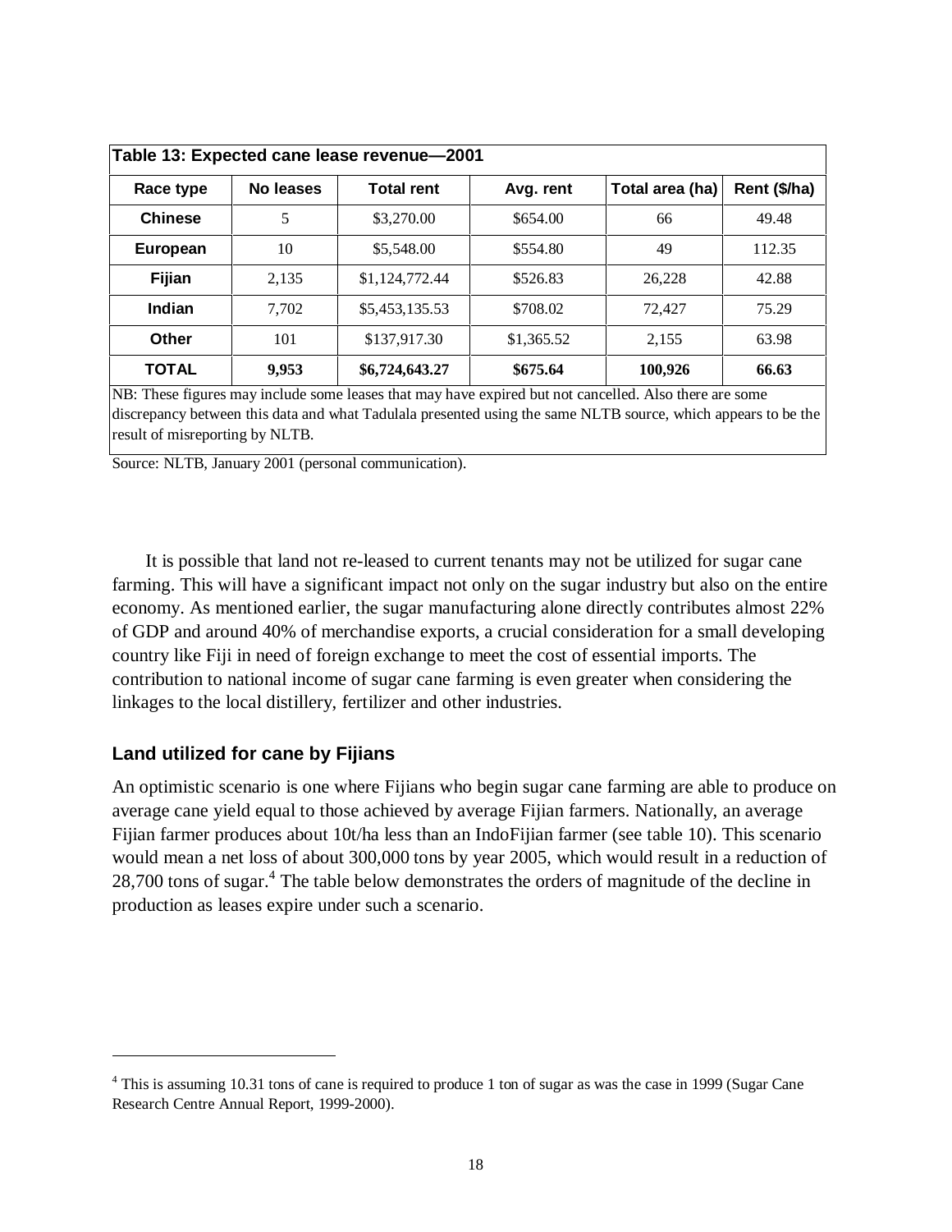**Table 13: Expected cane lease revenue—2001**

| Race type | No leases | Total rent | Avg. rent | Total area (ha) | Rent ($/ha) |
|---|---|---|---|---|---|
| **Chinese** | 5 | $3,270.00 | $654.00 | 66 | 49.48 |
| **European** | 10 | $5,548.00 | $554.80 | 49 | 112.35 |
| **Fijian** | 2,135 | $1,124,772.44 | $526.83 | 26,228 | 42.88 |
| **Indian** | 7,702 | $5,453,135.53 | $708.02 | 72,427 | 75.29 |
| **Other** | 101 | $137,917.30 | $1,365.52 | 2,155 | 63.98 |
| **TOTAL** | **9,953** | **$6,724,643.27** | **$675.64** | **100,926** | **66.63** |

NB: These figures may include some leases that may have expired but not cancelled. Also there are some discrepancy between this data and what Tadulala presented using the same NLTB source, which appears to be the result of misreporting by NLTB.

Source: NLTB, January 2001 (personal communication).

It is possible that land not re-leased to current tenants may not be utilized for sugar cane farming. This will have a significant impact not only on the sugar industry but also on the entire economy. As mentioned earlier, the sugar manufacturing alone directly contributes almost 22% of GDP and around 40% of merchandise exports, a crucial consideration for a small developing country like Fiji in need of foreign exchange to meet the cost of essential imports. The contribution to national income of sugar cane farming is even greater when considering the linkages to the local distillery, fertilizer and other industries.

### Land utilized for cane by Fijians

An optimistic scenario is one where Fijians who begin sugar cane farming are able to produce on average cane yield equal to those achieved by average Fijian farmers. Nationally, an average Fijian farmer produces about 10t/ha less than an IndoFijian farmer (see table 10). This scenario would mean a net loss of about 300,000 tons by year 2005, which would result in a reduction of 28,700 tons of sugar.[4] The table below demonstrates the orders of magnitude of the decline in production as leases expire under such a scenario.

[4] This is assuming 10.31 tons of cane is required to produce 1 ton of sugar as was the case in 1999 (Sugar Cane Research Centre Annual Report, 1999-2000).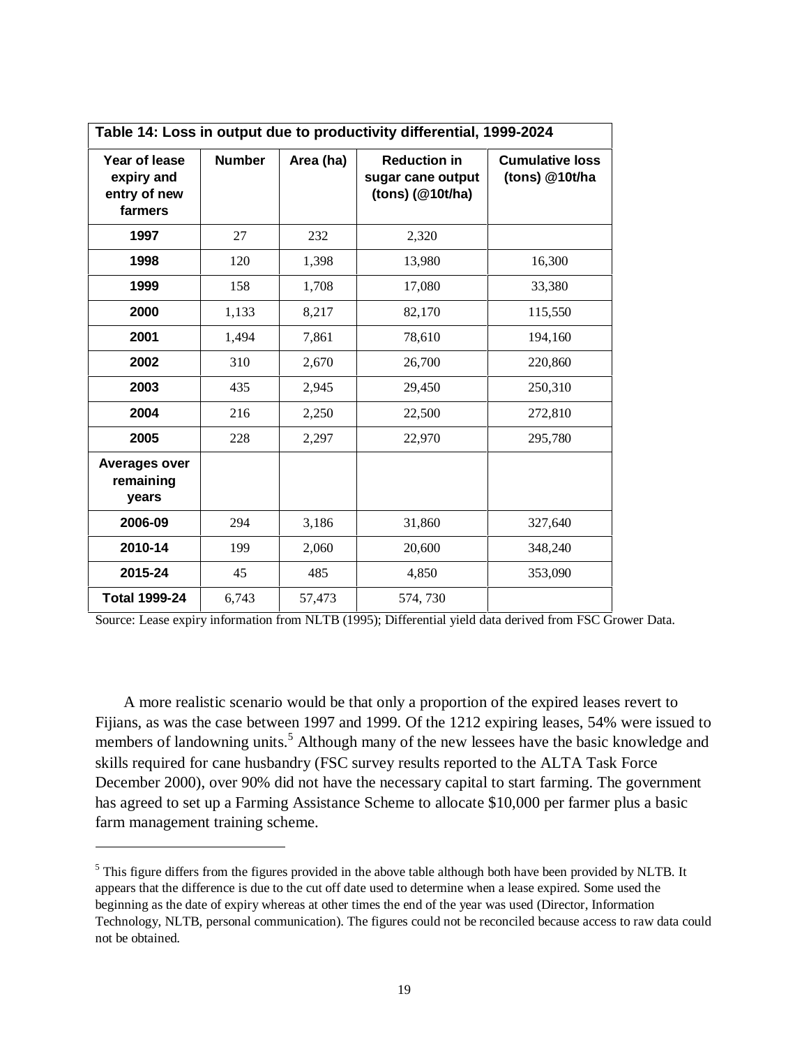| Table 14: Loss in output due to productivity differential, 1999-2024 | | | | |
|---|---|---|---|---|
| **Year of lease expiry and entry of new farmers** | **Number** | **Area (ha)** | **Reduction in sugar cane output (tons) (@10t/ha)** | **Cumulative loss (tons) @10t/ha** |
| **1997** | 27 | 232 | 2,320 | |
| **1998** | 120 | 1,398 | 13,980 | 16,300 |
| **1999** | 158 | 1,708 | 17,080 | 33,380 |
| **2000** | 1,133 | 8,217 | 82,170 | 115,550 |
| **2001** | 1,494 | 7,861 | 78,610 | 194,160 |
| **2002** | 310 | 2,670 | 26,700 | 220,860 |
| **2003** | 435 | 2,945 | 29,450 | 250,310 |
| **2004** | 216 | 2,250 | 22,500 | 272,810 |
| **2005** | 228 | 2,297 | 22,970 | 295,780 |
| **Averages over remaining years** | | | | |
| **2006-09** | 294 | 3,186 | 31,860 | 327,640 |
| **2010-14** | 199 | 2,060 | 20,600 | 348,240 |
| **2015-24** | 45 | 485 | 4,850 | 353,090 |
| **Total 1999-24** | 6,743 | 57,473 | 574, 730 | |

Source: Lease expiry information from NLTB (1995); Differential yield data derived from FSC Grower Data.

A more realistic scenario would be that only a proportion of the expired leases revert to Fijians, as was the case between 1997 and 1999. Of the 1212 expiring leases, 54% were issued to members of landowning units.[5] Although many of the new lessees have the basic knowledge and skills required for cane husbandry (FSC survey results reported to the ALTA Task Force December 2000), over 90% did not have the necessary capital to start farming. The government has agreed to set up a Farming Assistance Scheme to allocate $10,000 per farmer plus a basic farm management training scheme.

[5] This figure differs from the figures provided in the above table although both have been provided by NLTB. It appears that the difference is due to the cut off date used to determine when a lease expired. Some used the beginning as the date of expiry whereas at other times the end of the year was used (Director, Information Technology, NLTB, personal communication). The figures could not be reconciled because access to raw data could not be obtained.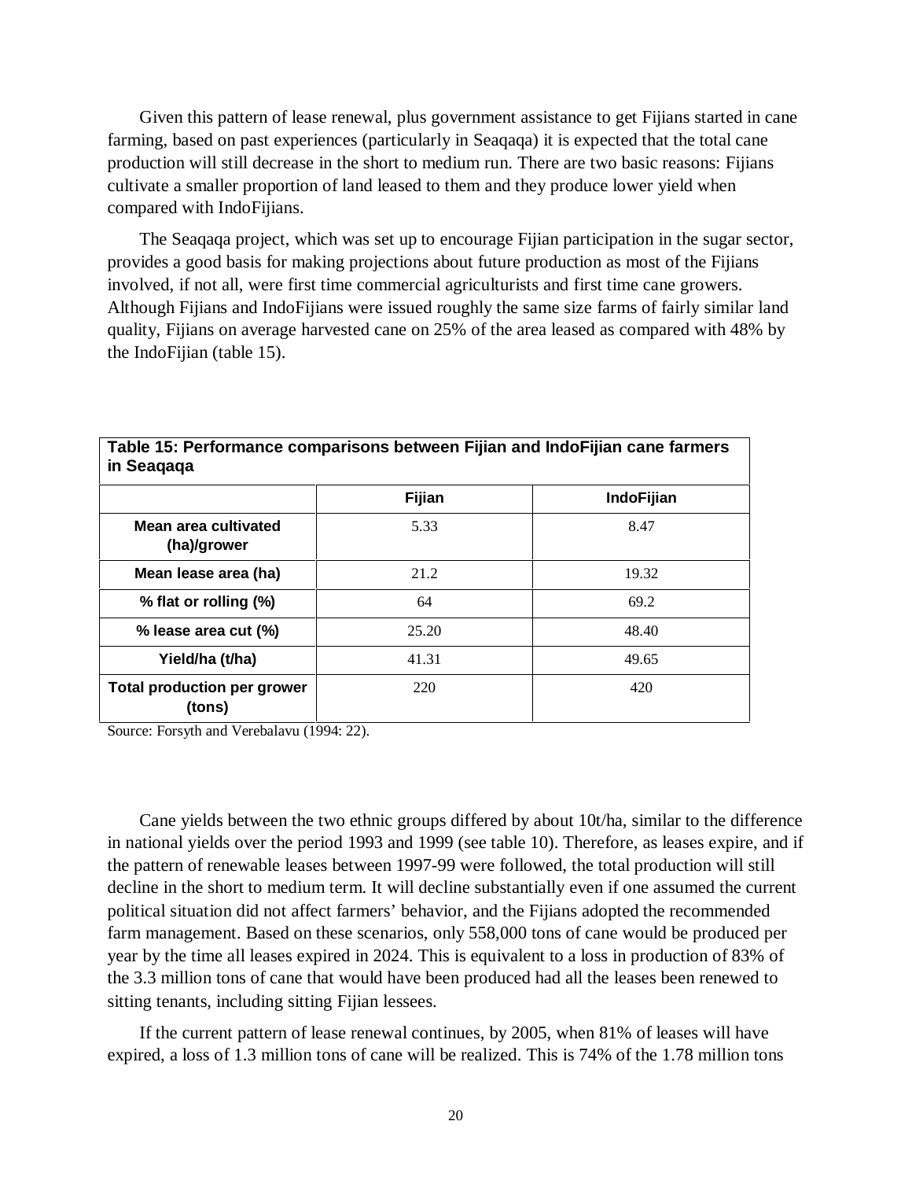Given this pattern of lease renewal, plus government assistance to get Fijians started in cane farming, based on past experiences (particularly in Seaqaqa) it is expected that the total cane production will still decrease in the short to medium run. There are two basic reasons: Fijians cultivate a smaller proportion of land leased to them and they produce lower yield when compared with IndoFijians.

The Seaqaqa project, which was set up to encourage Fijian participation in the sugar sector, provides a good basis for making projections about future production as most of the Fijians involved, if not all, were first time commercial agriculturists and first time cane growers. Although Fijians and IndoFijians were issued roughly the same size farms of fairly similar land quality, Fijians on average harvested cane on 25% of the area leased as compared with 48% by the IndoFijian (table 15).

**Table 15: Performance comparisons between Fijian and IndoFijian cane farmers in Seaqaqa**

| | Fijian | IndoFijian |
|---|---|---|
| **Mean area cultivated (ha)/grower** | 5.33 | 8.47 |
| **Mean lease area (ha)** | 21.2 | 19.32 |
| **% flat or rolling (%)** | 64 | 69.2 |
| **% lease area cut (%)** | 25.20 | 48.40 |
| **Yield/ha (t/ha)** | 41.31 | 49.65 |
| **Total production per grower (tons)** | 220 | 420 |

Source: Forsyth and Verebalavu (1994: 22).

Cane yields between the two ethnic groups differed by about 10t/ha, similar to the difference in national yields over the period 1993 and 1999 (see table 10). Therefore, as leases expire, and if the pattern of renewable leases between 1997-99 were followed, the total production will still decline in the short to medium term. It will decline substantially even if one assumed the current political situation did not affect farmers' behavior, and the Fijians adopted the recommended farm management. Based on these scenarios, only 558,000 tons of cane would be produced per year by the time all leases expired in 2024. This is equivalent to a loss in production of 83% of the 3.3 million tons of cane that would have been produced had all the leases been renewed to sitting tenants, including sitting Fijian lessees.

If the current pattern of lease renewal continues, by 2005, when 81% of leases will have expired, a loss of 1.3 million tons of cane will be realized. This is 74% of the 1.78 million tons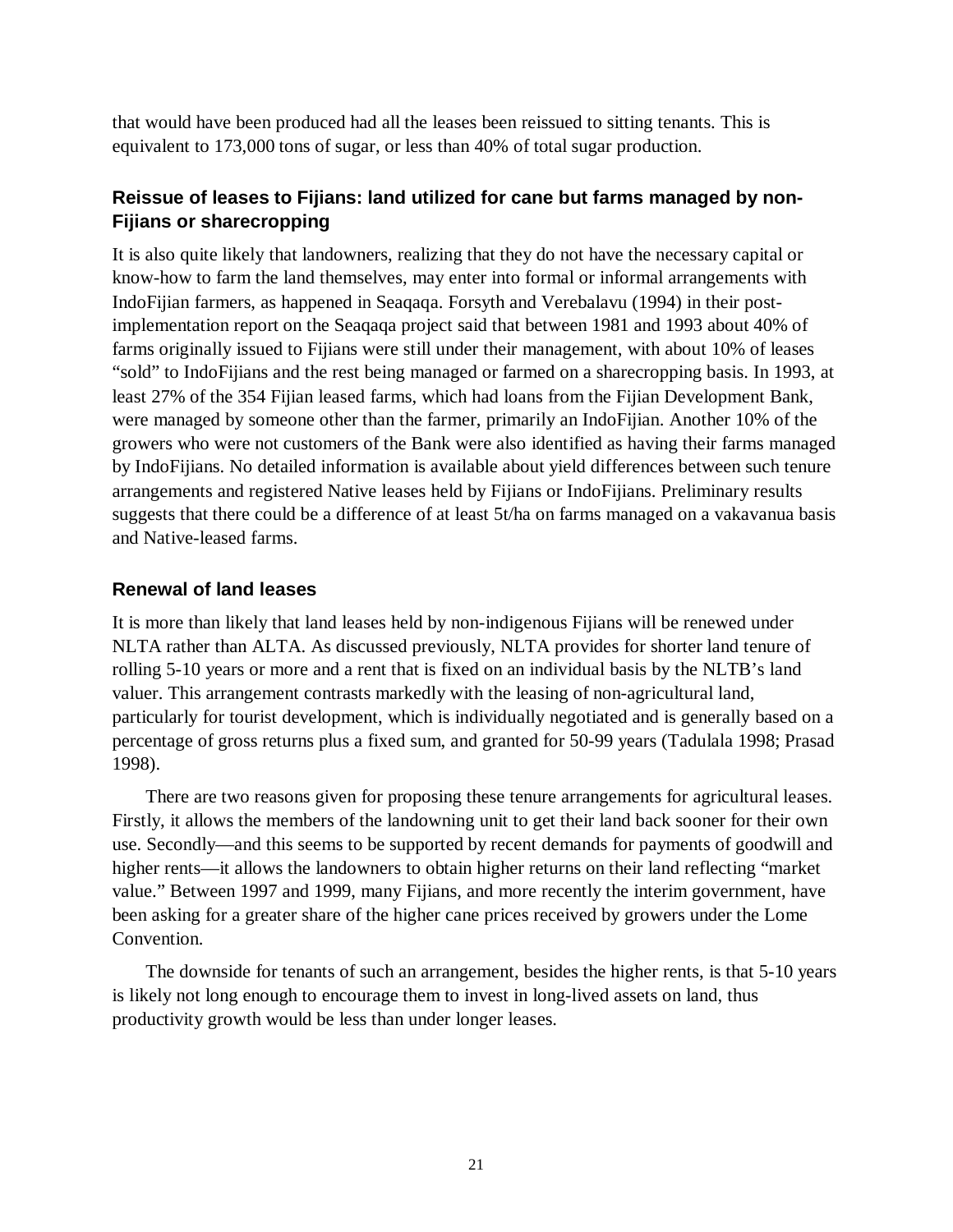that would have been produced had all the leases been reissued to sitting tenants. This is equivalent to 173,000 tons of sugar, or less than 40% of total sugar production.

### Reissue of leases to Fijians: land utilized for cane but farms managed by non-Fijians or sharecropping

It is also quite likely that landowners, realizing that they do not have the necessary capital or know-how to farm the land themselves, may enter into formal or informal arrangements with IndoFijian farmers, as happened in Seaqaqa. Forsyth and Verebalavu (1994) in their post-implementation report on the Seaqaqa project said that between 1981 and 1993 about 40% of farms originally issued to Fijians were still under their management, with about 10% of leases "sold" to IndoFijians and the rest being managed or farmed on a sharecropping basis. In 1993, at least 27% of the 354 Fijian leased farms, which had loans from the Fijian Development Bank, were managed by someone other than the farmer, primarily an IndoFijian. Another 10% of the growers who were not customers of the Bank were also identified as having their farms managed by IndoFijians. No detailed information is available about yield differences between such tenure arrangements and registered Native leases held by Fijians or IndoFijians. Preliminary results suggests that there could be a difference of at least 5t/ha on farms managed on a vakavanua basis and Native-leased farms.

### Renewal of land leases

It is more than likely that land leases held by non-indigenous Fijians will be renewed under NLTA rather than ALTA. As discussed previously, NLTA provides for shorter land tenure of rolling 5-10 years or more and a rent that is fixed on an individual basis by the NLTB's land valuer. This arrangement contrasts markedly with the leasing of non-agricultural land, particularly for tourist development, which is individually negotiated and is generally based on a percentage of gross returns plus a fixed sum, and granted for 50-99 years (Tadulala 1998; Prasad 1998).

There are two reasons given for proposing these tenure arrangements for agricultural leases. Firstly, it allows the members of the landowning unit to get their land back sooner for their own use. Secondly—and this seems to be supported by recent demands for payments of goodwill and higher rents—it allows the landowners to obtain higher returns on their land reflecting "market value." Between 1997 and 1999, many Fijians, and more recently the interim government, have been asking for a greater share of the higher cane prices received by growers under the Lome Convention.

The downside for tenants of such an arrangement, besides the higher rents, is that 5-10 years is likely not long enough to encourage them to invest in long-lived assets on land, thus productivity growth would be less than under longer leases.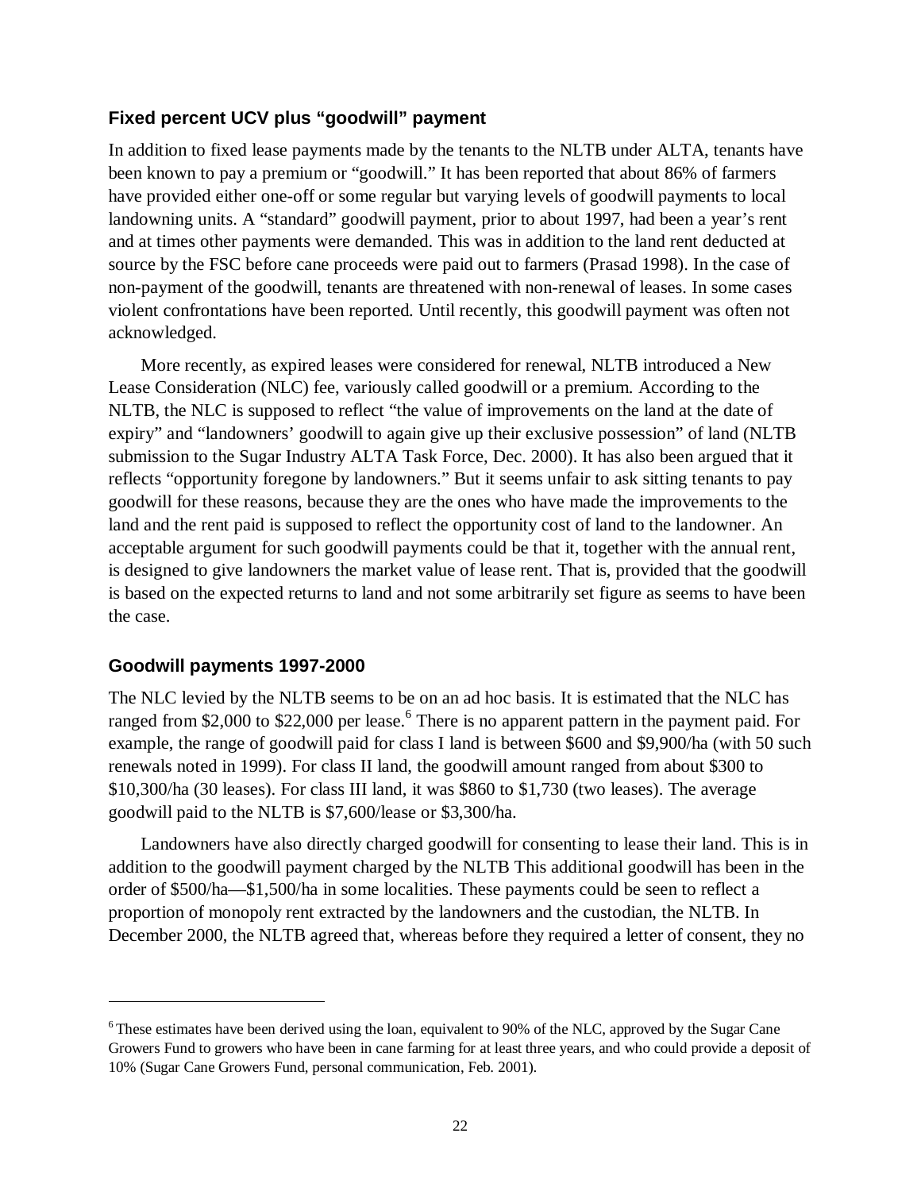### Fixed percent UCV plus "goodwill" payment

In addition to fixed lease payments made by the tenants to the NLTB under ALTA, tenants have been known to pay a premium or "goodwill." It has been reported that about 86% of farmers have provided either one-off or some regular but varying levels of goodwill payments to local landowning units. A "standard" goodwill payment, prior to about 1997, had been a year's rent and at times other payments were demanded. This was in addition to the land rent deducted at source by the FSC before cane proceeds were paid out to farmers (Prasad 1998). In the case of non-payment of the goodwill, tenants are threatened with non-renewal of leases. In some cases violent confrontations have been reported. Until recently, this goodwill payment was often not acknowledged.

More recently, as expired leases were considered for renewal, NLTB introduced a New Lease Consideration (NLC) fee, variously called goodwill or a premium. According to the NLTB, the NLC is supposed to reflect "the value of improvements on the land at the date of expiry" and "landowners' goodwill to again give up their exclusive possession" of land (NLTB submission to the Sugar Industry ALTA Task Force, Dec. 2000). It has also been argued that it reflects "opportunity foregone by landowners." But it seems unfair to ask sitting tenants to pay goodwill for these reasons, because they are the ones who have made the improvements to the land and the rent paid is supposed to reflect the opportunity cost of land to the landowner. An acceptable argument for such goodwill payments could be that it, together with the annual rent, is designed to give landowners the market value of lease rent. That is, provided that the goodwill is based on the expected returns to land and not some arbitrarily set figure as seems to have been the case.

### Goodwill payments 1997-2000

The NLC levied by the NLTB seems to be on an ad hoc basis. It is estimated that the NLC has ranged from $2,000 to $22,000 per lease.[6] There is no apparent pattern in the payment paid. For example, the range of goodwill paid for class I land is between $600 and $9,900/ha (with 50 such renewals noted in 1999). For class II land, the goodwill amount ranged from about $300 to $10,300/ha (30 leases). For class III land, it was $860 to $1,730 (two leases). The average goodwill paid to the NLTB is $7,600/lease or $3,300/ha.

Landowners have also directly charged goodwill for consenting to lease their land. This is in addition to the goodwill payment charged by the NLTB This additional goodwill has been in the order of $500/ha—$1,500/ha in some localities. These payments could be seen to reflect a proportion of monopoly rent extracted by the landowners and the custodian, the NLTB. In December 2000, the NLTB agreed that, whereas before they required a letter of consent, they no

---

[6] These estimates have been derived using the loan, equivalent to 90% of the NLC, approved by the Sugar Cane Growers Fund to growers who have been in cane farming for at least three years, and who could provide a deposit of 10% (Sugar Cane Growers Fund, personal communication, Feb. 2001).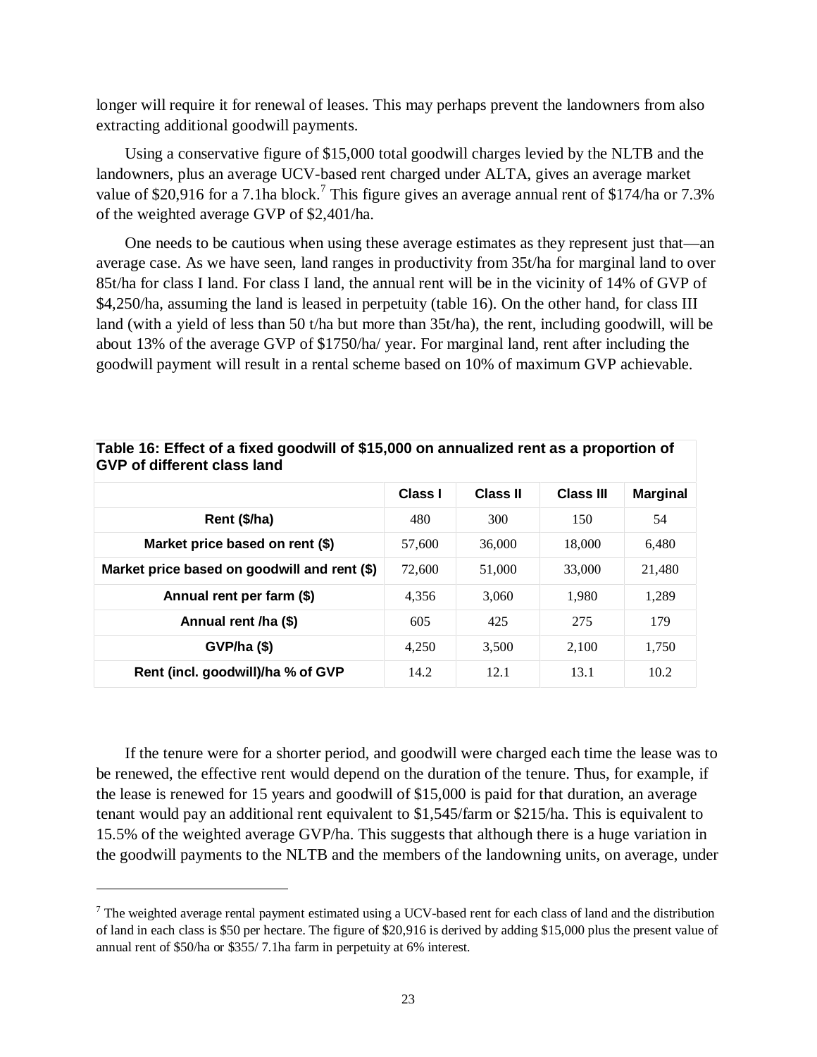longer will require it for renewal of leases. This may perhaps prevent the landowners from also extracting additional goodwill payments.

Using a conservative figure of $15,000 total goodwill charges levied by the NLTB and the landowners, plus an average UCV-based rent charged under ALTA, gives an average market value of $20,916 for a 7.1ha block.[7] This figure gives an average annual rent of $174/ha or 7.3% of the weighted average GVP of $2,401/ha.

One needs to be cautious when using these average estimates as they represent just that—an average case. As we have seen, land ranges in productivity from 35t/ha for marginal land to over 85t/ha for class I land. For class I land, the annual rent will be in the vicinity of 14% of GVP of $4,250/ha, assuming the land is leased in perpetuity (table 16). On the other hand, for class III land (with a yield of less than 50 t/ha but more than 35t/ha), the rent, including goodwill, will be about 13% of the average GVP of $1750/ha/ year. For marginal land, rent after including the goodwill payment will result in a rental scheme based on 10% of maximum GVP achievable.

**Table 16: Effect of a fixed goodwill of $15,000 on annualized rent as a proportion of GVP of different class land**

| | Class I | Class II | Class III | Marginal |
|---|---|---|---|---|
| Rent ($/ha) | 480 | 300 | 150 | 54 |
| Market price based on rent ($) | 57,600 | 36,000 | 18,000 | 6,480 |
| Market price based on goodwill and rent ($) | 72,600 | 51,000 | 33,000 | 21,480 |
| Annual rent per farm ($) | 4,356 | 3,060 | 1,980 | 1,289 |
| Annual rent /ha ($) | 605 | 425 | 275 | 179 |
| GVP/ha ($) | 4,250 | 3,500 | 2,100 | 1,750 |
| Rent (incl. goodwill)/ha % of GVP | 14.2 | 12.1 | 13.1 | 10.2 |

If the tenure were for a shorter period, and goodwill were charged each time the lease was to be renewed, the effective rent would depend on the duration of the tenure. Thus, for example, if the lease is renewed for 15 years and goodwill of $15,000 is paid for that duration, an average tenant would pay an additional rent equivalent to $1,545/farm or $215/ha. This is equivalent to 15.5% of the weighted average GVP/ha. This suggests that although there is a huge variation in the goodwill payments to the NLTB and the members of the landowning units, on average, under

[7] The weighted average rental payment estimated using a UCV-based rent for each class of land and the distribution of land in each class is $50 per hectare. The figure of $20,916 is derived by adding $15,000 plus the present value of annual rent of $50/ha or $355/ 7.1ha farm in perpetuity at 6% interest.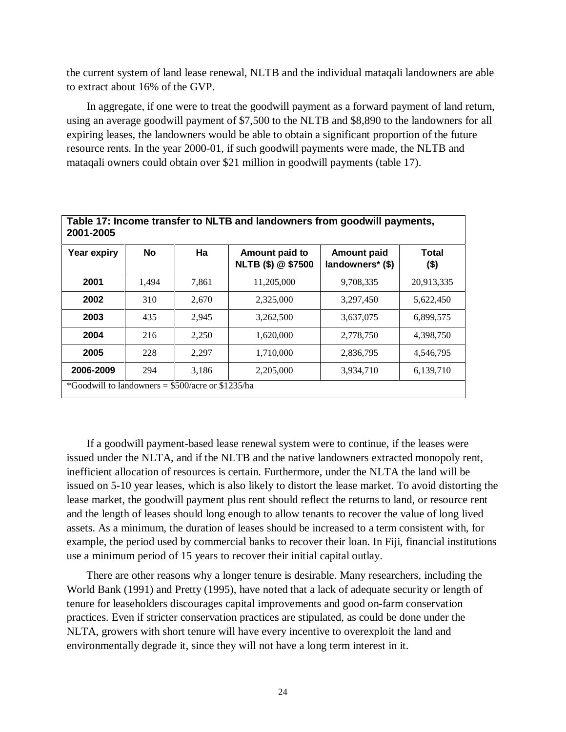the current system of land lease renewal, NLTB and the individual mataqali landowners are able to extract about 16% of the GVP.

In aggregate, if one were to treat the goodwill payment as a forward payment of land return, using an average goodwill payment of $7,500 to the NLTB and $8,890 to the landowners for all expiring leases, the landowners would be able to obtain a significant proportion of the future resource rents. In the year 2000-01, if such goodwill payments were made, the NLTB and mataqali owners could obtain over $21 million in goodwill payments (table 17).

**Table 17: Income transfer to NLTB and landowners from goodwill payments, 2001-2005**

| Year expiry | No | Ha | Amount paid to NLTB ($) @ $7500 | Amount paid landowners* ($) | Total ($) |
|---|---|---|---|---|---|
| **2001** | 1,494 | 7,861 | 11,205,000 | 9,708,335 | 20,913,335 |
| **2002** | 310 | 2,670 | 2,325,000 | 3,297,450 | 5,622,450 |
| **2003** | 435 | 2,945 | 3,262,500 | 3,637,075 | 6,899,575 |
| **2004** | 216 | 2,250 | 1,620,000 | 2,778,750 | 4,398,750 |
| **2005** | 228 | 2,297 | 1,710,000 | 2,836,795 | 4,546,795 |
| **2006-2009** | 294 | 3,186 | 2,205,000 | 3,934,710 | 6,139,710 |

*Goodwill to landowners = $500/acre or $1235/ha

If a goodwill payment-based lease renewal system were to continue, if the leases were issued under the NLTA, and if the NLTB and the native landowners extracted monopoly rent, inefficient allocation of resources is certain. Furthermore, under the NLTA the land will be issued on 5-10 year leases, which is also likely to distort the lease market. To avoid distorting the lease market, the goodwill payment plus rent should reflect the returns to land, or resource rent and the length of leases should long enough to allow tenants to recover the value of long lived assets. As a minimum, the duration of leases should be increased to a term consistent with, for example, the period used by commercial banks to recover their loan. In Fiji, financial institutions use a minimum period of 15 years to recover their initial capital outlay.

There are other reasons why a longer tenure is desirable. Many researchers, including the World Bank (1991) and Pretty (1995), have noted that a lack of adequate security or length of tenure for leaseholders discourages capital improvements and good on-farm conservation practices. Even if stricter conservation practices are stipulated, as could be done under the NLTA, growers with short tenure will have every incentive to overexploit the land and environmentally degrade it, since they will not have a long term interest in it.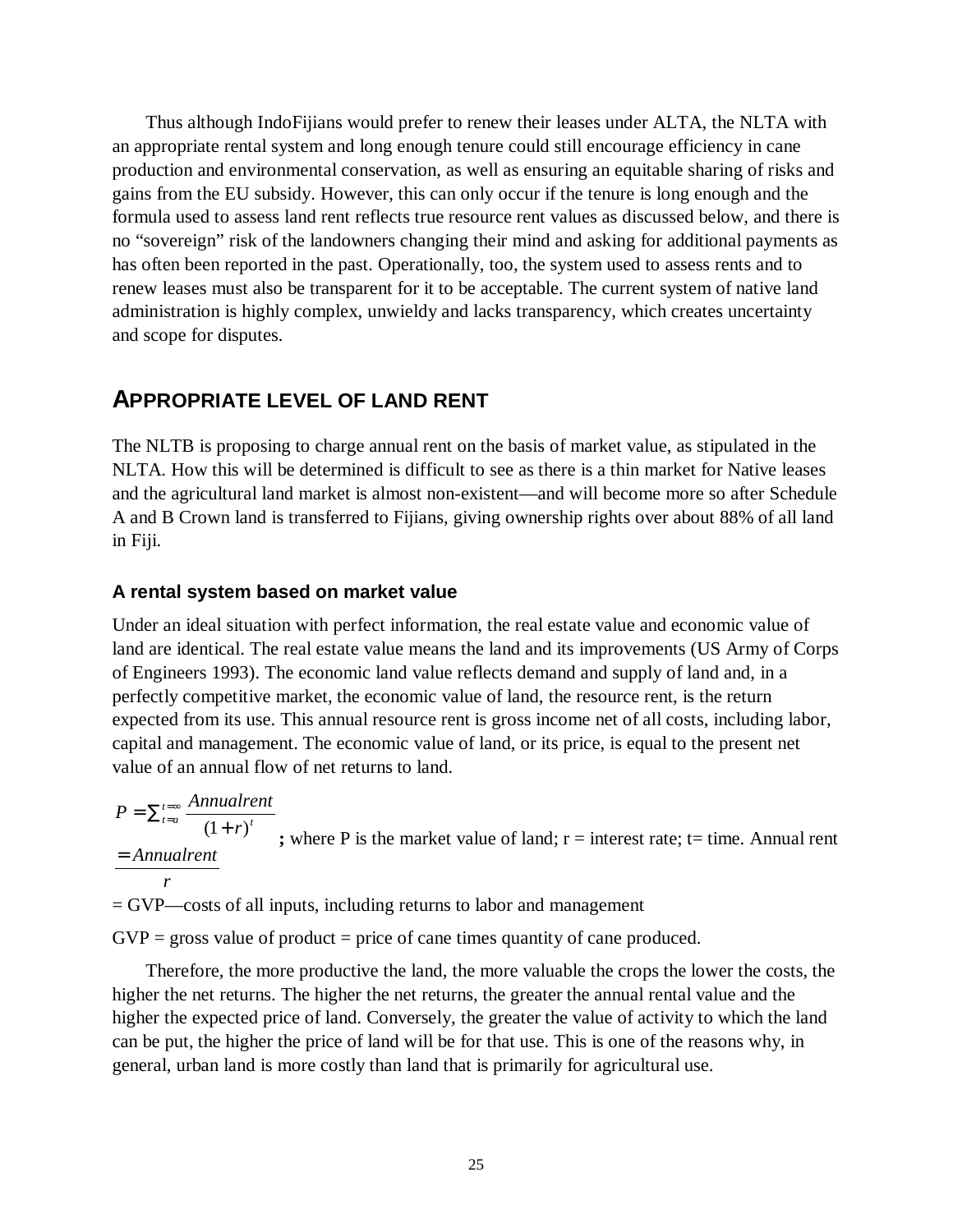Thus although IndoFijians would prefer to renew their leases under ALTA, the NLTA with an appropriate rental system and long enough tenure could still encourage efficiency in cane production and environmental conservation, as well as ensuring an equitable sharing of risks and gains from the EU subsidy. However, this can only occur if the tenure is long enough and the formula used to assess land rent reflects true resource rent values as discussed below, and there is no "sovereign" risk of the landowners changing their mind and asking for additional payments as has often been reported in the past. Operationally, too, the system used to assess rents and to renew leases must also be transparent for it to be acceptable. The current system of native land administration is highly complex, unwieldy and lacks transparency, which creates uncertainty and scope for disputes.

## APPROPRIATE LEVEL OF LAND RENT

The NLTB is proposing to charge annual rent on the basis of market value, as stipulated in the NLTA. How this will be determined is difficult to see as there is a thin market for Native leases and the agricultural land market is almost non-existent—and will become more so after Schedule A and B Crown land is transferred to Fijians, giving ownership rights over about 88% of all land in Fiji.

### A rental system based on market value

Under an ideal situation with perfect information, the real estate value and economic value of land are identical. The real estate value means the land and its improvements (US Army of Corps of Engineers 1993). The economic land value reflects demand and supply of land and, in a perfectly competitive market, the economic value of land, the resource rent, is the return expected from its use. This annual resource rent is gross income net of all costs, including labor, capital and management. The economic value of land, or its price, is equal to the present net value of an annual flow of net returns to land.

$$P = \sum_{t=0}^{t=\infty} \frac{Annualrent}{(1+r)^t} = \frac{Annualrent}{r}$$

**;** where P is the market value of land; r = interest rate; t= time. Annual rent = GVP—costs of all inputs, including returns to labor and management

GVP = gross value of product = price of cane times quantity of cane produced.

Therefore, the more productive the land, the more valuable the crops the lower the costs, the higher the net returns. The higher the net returns, the greater the annual rental value and the higher the expected price of land. Conversely, the greater the value of activity to which the land can be put, the higher the price of land will be for that use. This is one of the reasons why, in general, urban land is more costly than land that is primarily for agricultural use.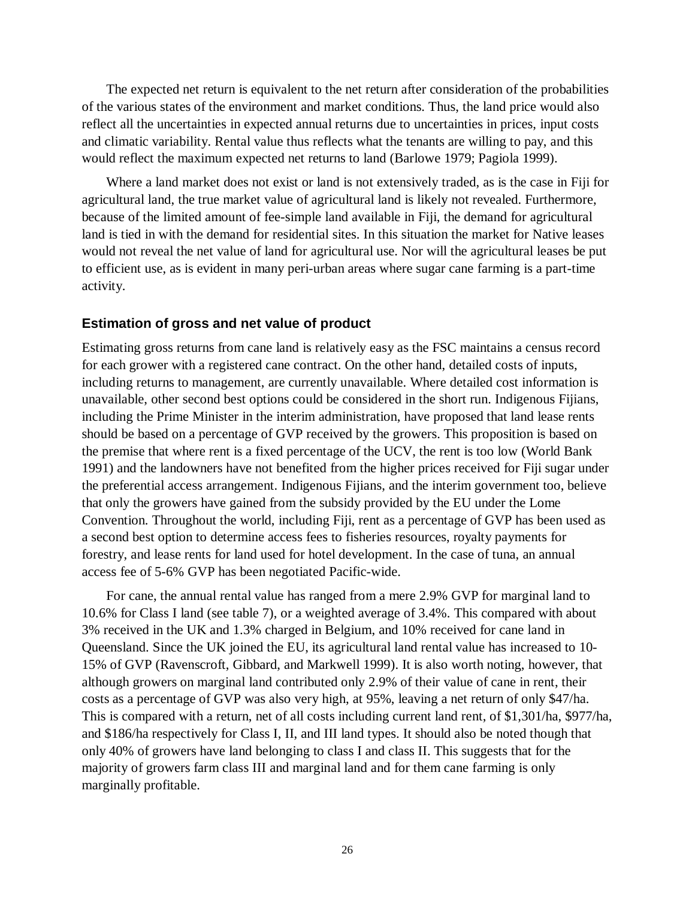The expected net return is equivalent to the net return after consideration of the probabilities of the various states of the environment and market conditions. Thus, the land price would also reflect all the uncertainties in expected annual returns due to uncertainties in prices, input costs and climatic variability. Rental value thus reflects what the tenants are willing to pay, and this would reflect the maximum expected net returns to land (Barlowe 1979; Pagiola 1999).

Where a land market does not exist or land is not extensively traded, as is the case in Fiji for agricultural land, the true market value of agricultural land is likely not revealed. Furthermore, because of the limited amount of fee-simple land available in Fiji, the demand for agricultural land is tied in with the demand for residential sites. In this situation the market for Native leases would not reveal the net value of land for agricultural use. Nor will the agricultural leases be put to efficient use, as is evident in many peri-urban areas where sugar cane farming is a part-time activity.

### Estimation of gross and net value of product

Estimating gross returns from cane land is relatively easy as the FSC maintains a census record for each grower with a registered cane contract. On the other hand, detailed costs of inputs, including returns to management, are currently unavailable. Where detailed cost information is unavailable, other second best options could be considered in the short run. Indigenous Fijians, including the Prime Minister in the interim administration, have proposed that land lease rents should be based on a percentage of GVP received by the growers. This proposition is based on the premise that where rent is a fixed percentage of the UCV, the rent is too low (World Bank 1991) and the landowners have not benefited from the higher prices received for Fiji sugar under the preferential access arrangement. Indigenous Fijians, and the interim government too, believe that only the growers have gained from the subsidy provided by the EU under the Lome Convention. Throughout the world, including Fiji, rent as a percentage of GVP has been used as a second best option to determine access fees to fisheries resources, royalty payments for forestry, and lease rents for land used for hotel development. In the case of tuna, an annual access fee of 5-6% GVP has been negotiated Pacific-wide.

For cane, the annual rental value has ranged from a mere 2.9% GVP for marginal land to 10.6% for Class I land (see table 7), or a weighted average of 3.4%. This compared with about 3% received in the UK and 1.3% charged in Belgium, and 10% received for cane land in Queensland. Since the UK joined the EU, its agricultural land rental value has increased to 10-15% of GVP (Ravenscroft, Gibbard, and Markwell 1999). It is also worth noting, however, that although growers on marginal land contributed only 2.9% of their value of cane in rent, their costs as a percentage of GVP was also very high, at 95%, leaving a net return of only $47/ha. This is compared with a return, net of all costs including current land rent, of $1,301/ha, $977/ha, and $186/ha respectively for Class I, II, and III land types. It should also be noted though that only 40% of growers have land belonging to class I and class II. This suggests that for the majority of growers farm class III and marginal land and for them cane farming is only marginally profitable.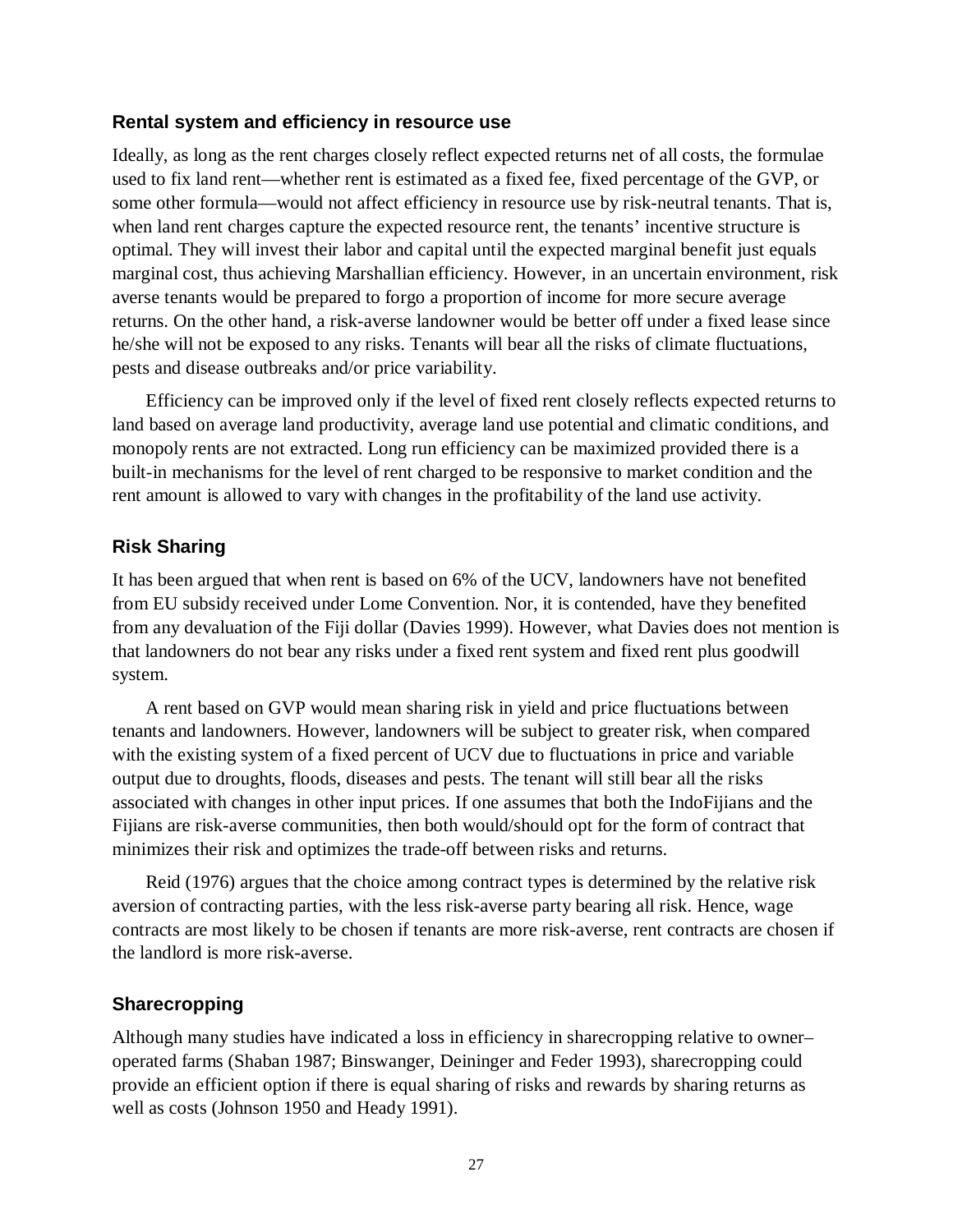### Rental system and efficiency in resource use

Ideally, as long as the rent charges closely reflect expected returns net of all costs, the formulae used to fix land rent—whether rent is estimated as a fixed fee, fixed percentage of the GVP, or some other formula—would not affect efficiency in resource use by risk-neutral tenants. That is, when land rent charges capture the expected resource rent, the tenants' incentive structure is optimal. They will invest their labor and capital until the expected marginal benefit just equals marginal cost, thus achieving Marshallian efficiency. However, in an uncertain environment, risk averse tenants would be prepared to forgo a proportion of income for more secure average returns. On the other hand, a risk-averse landowner would be better off under a fixed lease since he/she will not be exposed to any risks. Tenants will bear all the risks of climate fluctuations, pests and disease outbreaks and/or price variability.

Efficiency can be improved only if the level of fixed rent closely reflects expected returns to land based on average land productivity, average land use potential and climatic conditions, and monopoly rents are not extracted. Long run efficiency can be maximized provided there is a built-in mechanisms for the level of rent charged to be responsive to market condition and the rent amount is allowed to vary with changes in the profitability of the land use activity.

### Risk Sharing

It has been argued that when rent is based on 6% of the UCV, landowners have not benefited from EU subsidy received under Lome Convention. Nor, it is contended, have they benefited from any devaluation of the Fiji dollar (Davies 1999). However, what Davies does not mention is that landowners do not bear any risks under a fixed rent system and fixed rent plus goodwill system.

A rent based on GVP would mean sharing risk in yield and price fluctuations between tenants and landowners. However, landowners will be subject to greater risk, when compared with the existing system of a fixed percent of UCV due to fluctuations in price and variable output due to droughts, floods, diseases and pests. The tenant will still bear all the risks associated with changes in other input prices. If one assumes that both the IndoFijians and the Fijians are risk-averse communities, then both would/should opt for the form of contract that minimizes their risk and optimizes the trade-off between risks and returns.

Reid (1976) argues that the choice among contract types is determined by the relative risk aversion of contracting parties, with the less risk-averse party bearing all risk. Hence, wage contracts are most likely to be chosen if tenants are more risk-averse, rent contracts are chosen if the landlord is more risk-averse.

### Sharecropping

Although many studies have indicated a loss in efficiency in sharecropping relative to owner–operated farms (Shaban 1987; Binswanger, Deininger and Feder 1993), sharecropping could provide an efficient option if there is equal sharing of risks and rewards by sharing returns as well as costs (Johnson 1950 and Heady 1991).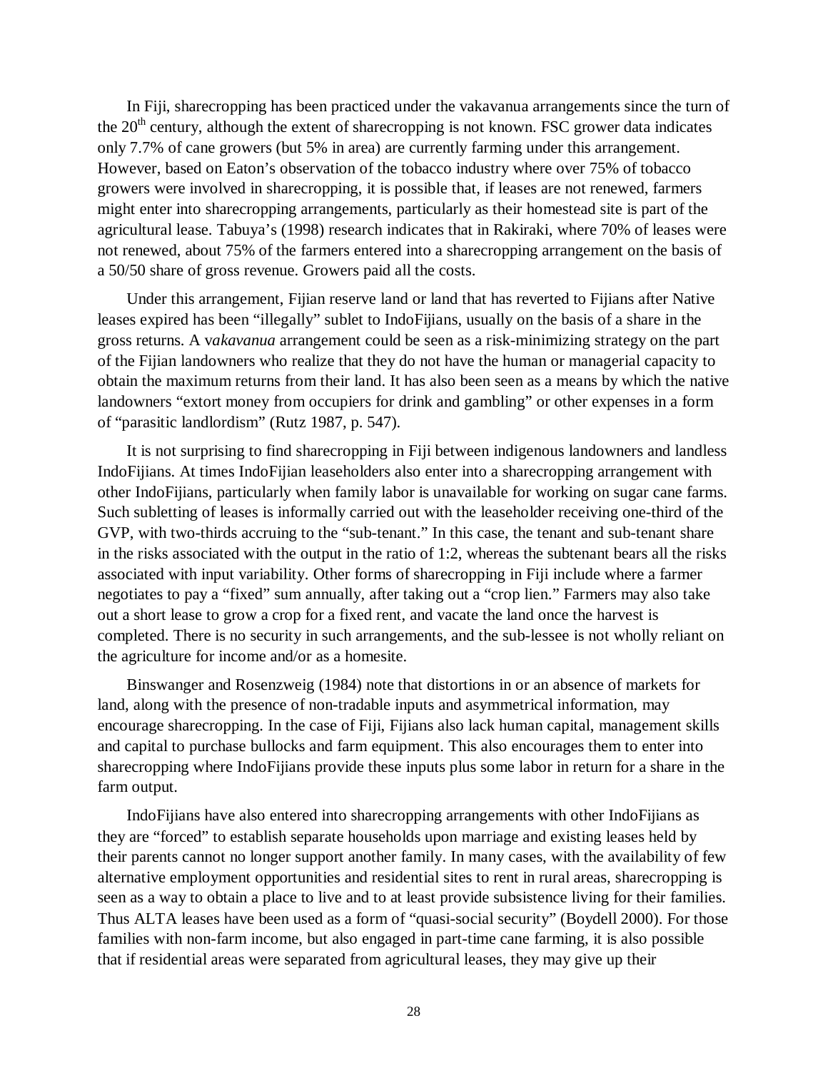In Fiji, sharecropping has been practiced under the vakavanua arrangements since the turn of the 20th century, although the extent of sharecropping is not known. FSC grower data indicates only 7.7% of cane growers (but 5% in area) are currently farming under this arrangement. However, based on Eaton's observation of the tobacco industry where over 75% of tobacco growers were involved in sharecropping, it is possible that, if leases are not renewed, farmers might enter into sharecropping arrangements, particularly as their homestead site is part of the agricultural lease. Tabuya's (1998) research indicates that in Rakiraki, where 70% of leases were not renewed, about 75% of the farmers entered into a sharecropping arrangement on the basis of a 50/50 share of gross revenue. Growers paid all the costs.

Under this arrangement, Fijian reserve land or land that has reverted to Fijians after Native leases expired has been "illegally" sublet to IndoFijians, usually on the basis of a share in the gross returns. A v*akavanua* arrangement could be seen as a risk-minimizing strategy on the part of the Fijian landowners who realize that they do not have the human or managerial capacity to obtain the maximum returns from their land. It has also been seen as a means by which the native landowners "extort money from occupiers for drink and gambling" or other expenses in a form of "parasitic landlordism" (Rutz 1987, p. 547).

It is not surprising to find sharecropping in Fiji between indigenous landowners and landless IndoFijians. At times IndoFijian leaseholders also enter into a sharecropping arrangement with other IndoFijians, particularly when family labor is unavailable for working on sugar cane farms. Such subletting of leases is informally carried out with the leaseholder receiving one-third of the GVP, with two-thirds accruing to the "sub-tenant." In this case, the tenant and sub-tenant share in the risks associated with the output in the ratio of 1:2, whereas the subtenant bears all the risks associated with input variability. Other forms of sharecropping in Fiji include where a farmer negotiates to pay a "fixed" sum annually, after taking out a "crop lien." Farmers may also take out a short lease to grow a crop for a fixed rent, and vacate the land once the harvest is completed. There is no security in such arrangements, and the sub-lessee is not wholly reliant on the agriculture for income and/or as a homesite.

Binswanger and Rosenzweig (1984) note that distortions in or an absence of markets for land, along with the presence of non-tradable inputs and asymmetrical information, may encourage sharecropping. In the case of Fiji, Fijians also lack human capital, management skills and capital to purchase bullocks and farm equipment. This also encourages them to enter into sharecropping where IndoFijians provide these inputs plus some labor in return for a share in the farm output.

IndoFijians have also entered into sharecropping arrangements with other IndoFijians as they are "forced" to establish separate households upon marriage and existing leases held by their parents cannot no longer support another family. In many cases, with the availability of few alternative employment opportunities and residential sites to rent in rural areas, sharecropping is seen as a way to obtain a place to live and to at least provide subsistence living for their families. Thus ALTA leases have been used as a form of "quasi-social security" (Boydell 2000). For those families with non-farm income, but also engaged in part-time cane farming, it is also possible that if residential areas were separated from agricultural leases, they may give up their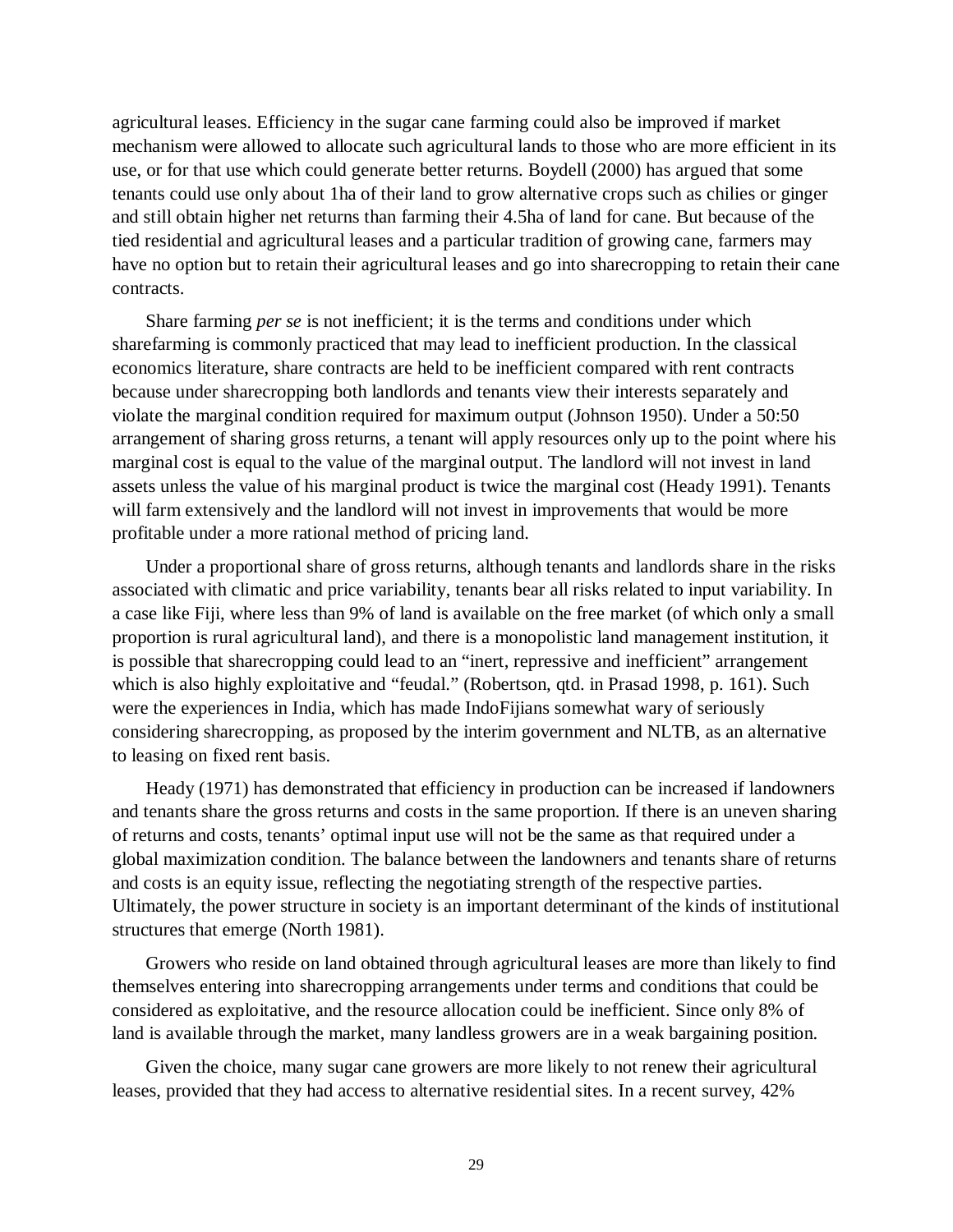agricultural leases. Efficiency in the sugar cane farming could also be improved if market mechanism were allowed to allocate such agricultural lands to those who are more efficient in its use, or for that use which could generate better returns. Boydell (2000) has argued that some tenants could use only about 1ha of their land to grow alternative crops such as chilies or ginger and still obtain higher net returns than farming their 4.5ha of land for cane. But because of the tied residential and agricultural leases and a particular tradition of growing cane, farmers may have no option but to retain their agricultural leases and go into sharecropping to retain their cane contracts.

Share farming *per se* is not inefficient; it is the terms and conditions under which sharefarming is commonly practiced that may lead to inefficient production. In the classical economics literature, share contracts are held to be inefficient compared with rent contracts because under sharecropping both landlords and tenants view their interests separately and violate the marginal condition required for maximum output (Johnson 1950). Under a 50:50 arrangement of sharing gross returns, a tenant will apply resources only up to the point where his marginal cost is equal to the value of the marginal output. The landlord will not invest in land assets unless the value of his marginal product is twice the marginal cost (Heady 1991). Tenants will farm extensively and the landlord will not invest in improvements that would be more profitable under a more rational method of pricing land.

Under a proportional share of gross returns, although tenants and landlords share in the risks associated with climatic and price variability, tenants bear all risks related to input variability. In a case like Fiji, where less than 9% of land is available on the free market (of which only a small proportion is rural agricultural land), and there is a monopolistic land management institution, it is possible that sharecropping could lead to an "inert, repressive and inefficient" arrangement which is also highly exploitative and "feudal." (Robertson, qtd. in Prasad 1998, p. 161). Such were the experiences in India, which has made IndoFijians somewhat wary of seriously considering sharecropping, as proposed by the interim government and NLTB, as an alternative to leasing on fixed rent basis.

Heady (1971) has demonstrated that efficiency in production can be increased if landowners and tenants share the gross returns and costs in the same proportion. If there is an uneven sharing of returns and costs, tenants' optimal input use will not be the same as that required under a global maximization condition. The balance between the landowners and tenants share of returns and costs is an equity issue, reflecting the negotiating strength of the respective parties. Ultimately, the power structure in society is an important determinant of the kinds of institutional structures that emerge (North 1981).

Growers who reside on land obtained through agricultural leases are more than likely to find themselves entering into sharecropping arrangements under terms and conditions that could be considered as exploitative, and the resource allocation could be inefficient. Since only 8% of land is available through the market, many landless growers are in a weak bargaining position.

Given the choice, many sugar cane growers are more likely to not renew their agricultural leases, provided that they had access to alternative residential sites. In a recent survey, 42%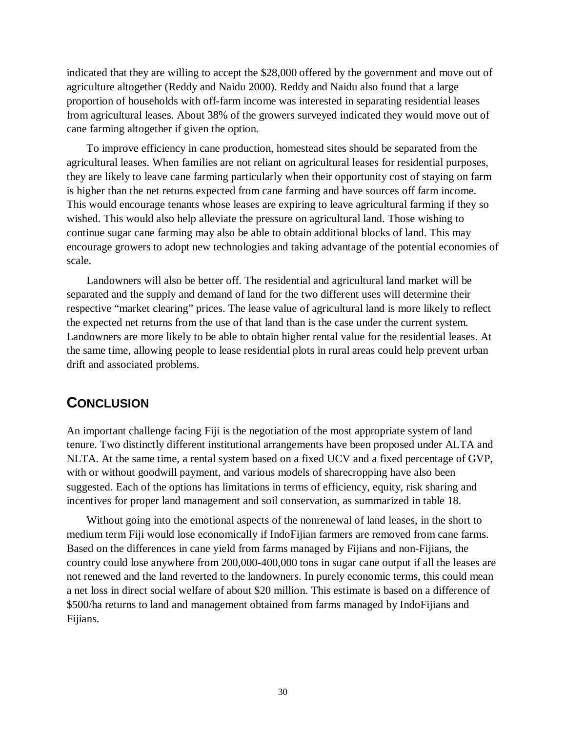indicated that they are willing to accept the $28,000 offered by the government and move out of agriculture altogether (Reddy and Naidu 2000). Reddy and Naidu also found that a large proportion of households with off-farm income was interested in separating residential leases from agricultural leases. About 38% of the growers surveyed indicated they would move out of cane farming altogether if given the option.

To improve efficiency in cane production, homestead sites should be separated from the agricultural leases. When families are not reliant on agricultural leases for residential purposes, they are likely to leave cane farming particularly when their opportunity cost of staying on farm is higher than the net returns expected from cane farming and have sources off farm income. This would encourage tenants whose leases are expiring to leave agricultural farming if they so wished. This would also help alleviate the pressure on agricultural land. Those wishing to continue sugar cane farming may also be able to obtain additional blocks of land. This may encourage growers to adopt new technologies and taking advantage of the potential economies of scale.

Landowners will also be better off. The residential and agricultural land market will be separated and the supply and demand of land for the two different uses will determine their respective “market clearing” prices. The lease value of agricultural land is more likely to reflect the expected net returns from the use of that land than is the case under the current system. Landowners are more likely to be able to obtain higher rental value for the residential leases. At the same time, allowing people to lease residential plots in rural areas could help prevent urban drift and associated problems.

## CONCLUSION

An important challenge facing Fiji is the negotiation of the most appropriate system of land tenure. Two distinctly different institutional arrangements have been proposed under ALTA and NLTA. At the same time, a rental system based on a fixed UCV and a fixed percentage of GVP, with or without goodwill payment, and various models of sharecropping have also been suggested. Each of the options has limitations in terms of efficiency, equity, risk sharing and incentives for proper land management and soil conservation, as summarized in table 18.

Without going into the emotional aspects of the nonrenewal of land leases, in the short to medium term Fiji would lose economically if IndoFijian farmers are removed from cane farms. Based on the differences in cane yield from farms managed by Fijians and non-Fijians, the country could lose anywhere from 200,000-400,000 tons in sugar cane output if all the leases are not renewed and the land reverted to the landowners. In purely economic terms, this could mean a net loss in direct social welfare of about $20 million. This estimate is based on a difference of $500/ha returns to land and management obtained from farms managed by IndoFijians and Fijians.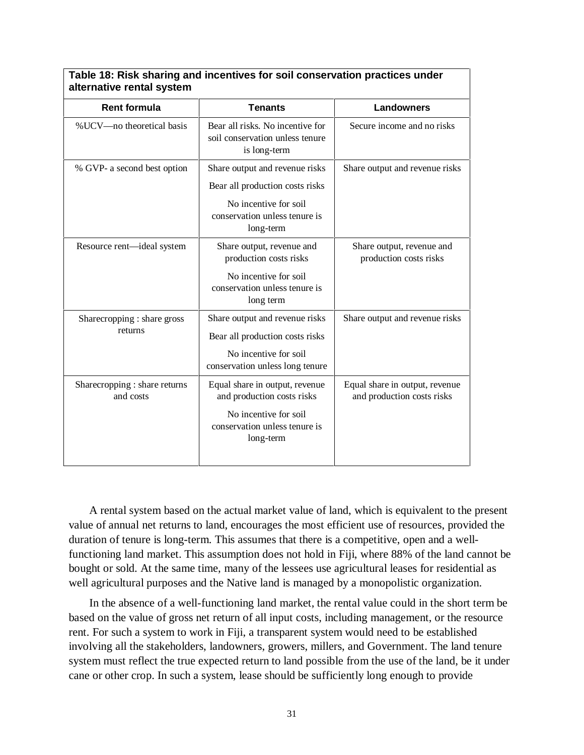**Table 18: Risk sharing and incentives for soil conservation practices under alternative rental system**

| Rent formula | Tenants | Landowners |
|---|---|---|
| %UCV—no theoretical basis | Bear all risks. No incentive for soil conservation unless tenure is long-term | Secure income and no risks |
| % GVP- a second best option | Share output and revenue risks<br>Bear all production costs risks<br>No incentive for soil conservation unless tenure is long-term | Share output and revenue risks |
| Resource rent—ideal system | Share output, revenue and production costs risks<br>No incentive for soil conservation unless tenure is long term | Share output, revenue and production costs risks |
| Sharecropping : share gross returns | Share output and revenue risks<br>Bear all production costs risks<br>No incentive for soil conservation unless long tenure | Share output and revenue risks |
| Sharecropping : share returns and costs | Equal share in output, revenue and production costs risks<br>No incentive for soil conservation unless tenure is long-term | Equal share in output, revenue and production costs risks |

A rental system based on the actual market value of land, which is equivalent to the present value of annual net returns to land, encourages the most efficient use of resources, provided the duration of tenure is long-term. This assumes that there is a competitive, open and a well-functioning land market. This assumption does not hold in Fiji, where 88% of the land cannot be bought or sold. At the same time, many of the lessees use agricultural leases for residential as well agricultural purposes and the Native land is managed by a monopolistic organization.

In the absence of a well-functioning land market, the rental value could in the short term be based on the value of gross net return of all input costs, including management, or the resource rent. For such a system to work in Fiji, a transparent system would need to be established involving all the stakeholders, landowners, growers, millers, and Government. The land tenure system must reflect the true expected return to land possible from the use of the land, be it under cane or other crop. In such a system, lease should be sufficiently long enough to provide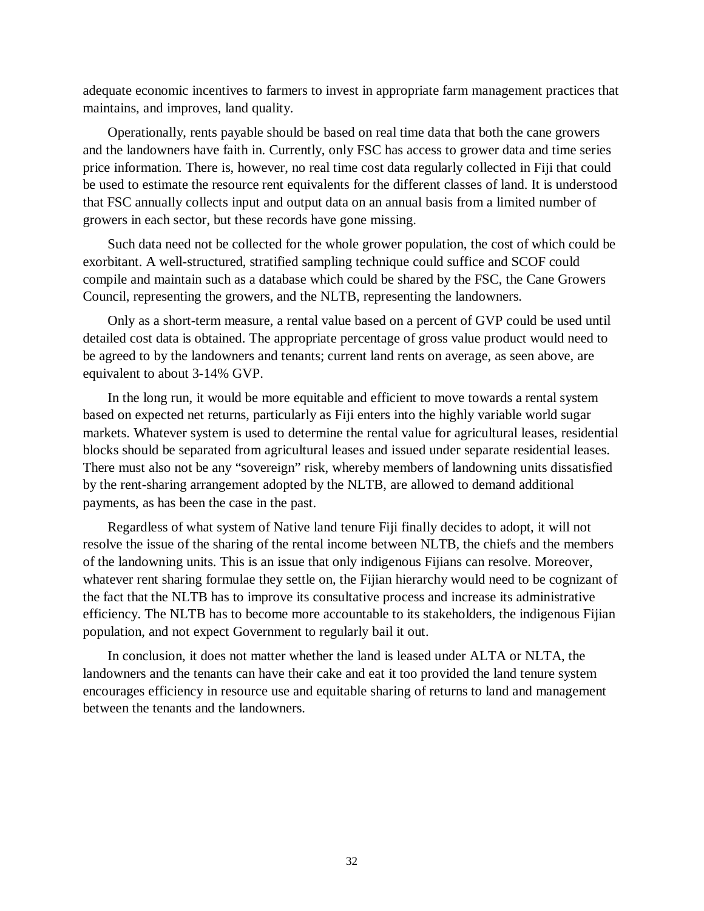adequate economic incentives to farmers to invest in appropriate farm management practices that maintains, and improves, land quality.

Operationally, rents payable should be based on real time data that both the cane growers and the landowners have faith in. Currently, only FSC has access to grower data and time series price information. There is, however, no real time cost data regularly collected in Fiji that could be used to estimate the resource rent equivalents for the different classes of land. It is understood that FSC annually collects input and output data on an annual basis from a limited number of growers in each sector, but these records have gone missing.

Such data need not be collected for the whole grower population, the cost of which could be exorbitant. A well-structured, stratified sampling technique could suffice and SCOF could compile and maintain such as a database which could be shared by the FSC, the Cane Growers Council, representing the growers, and the NLTB, representing the landowners.

Only as a short-term measure, a rental value based on a percent of GVP could be used until detailed cost data is obtained. The appropriate percentage of gross value product would need to be agreed to by the landowners and tenants; current land rents on average, as seen above, are equivalent to about 3-14% GVP.

In the long run, it would be more equitable and efficient to move towards a rental system based on expected net returns, particularly as Fiji enters into the highly variable world sugar markets. Whatever system is used to determine the rental value for agricultural leases, residential blocks should be separated from agricultural leases and issued under separate residential leases. There must also not be any "sovereign" risk, whereby members of landowning units dissatisfied by the rent-sharing arrangement adopted by the NLTB, are allowed to demand additional payments, as has been the case in the past.

Regardless of what system of Native land tenure Fiji finally decides to adopt, it will not resolve the issue of the sharing of the rental income between NLTB, the chiefs and the members of the landowning units. This is an issue that only indigenous Fijians can resolve. Moreover, whatever rent sharing formulae they settle on, the Fijian hierarchy would need to be cognizant of the fact that the NLTB has to improve its consultative process and increase its administrative efficiency. The NLTB has to become more accountable to its stakeholders, the indigenous Fijian population, and not expect Government to regularly bail it out.

In conclusion, it does not matter whether the land is leased under ALTA or NLTA, the landowners and the tenants can have their cake and eat it too provided the land tenure system encourages efficiency in resource use and equitable sharing of returns to land and management between the tenants and the landowners.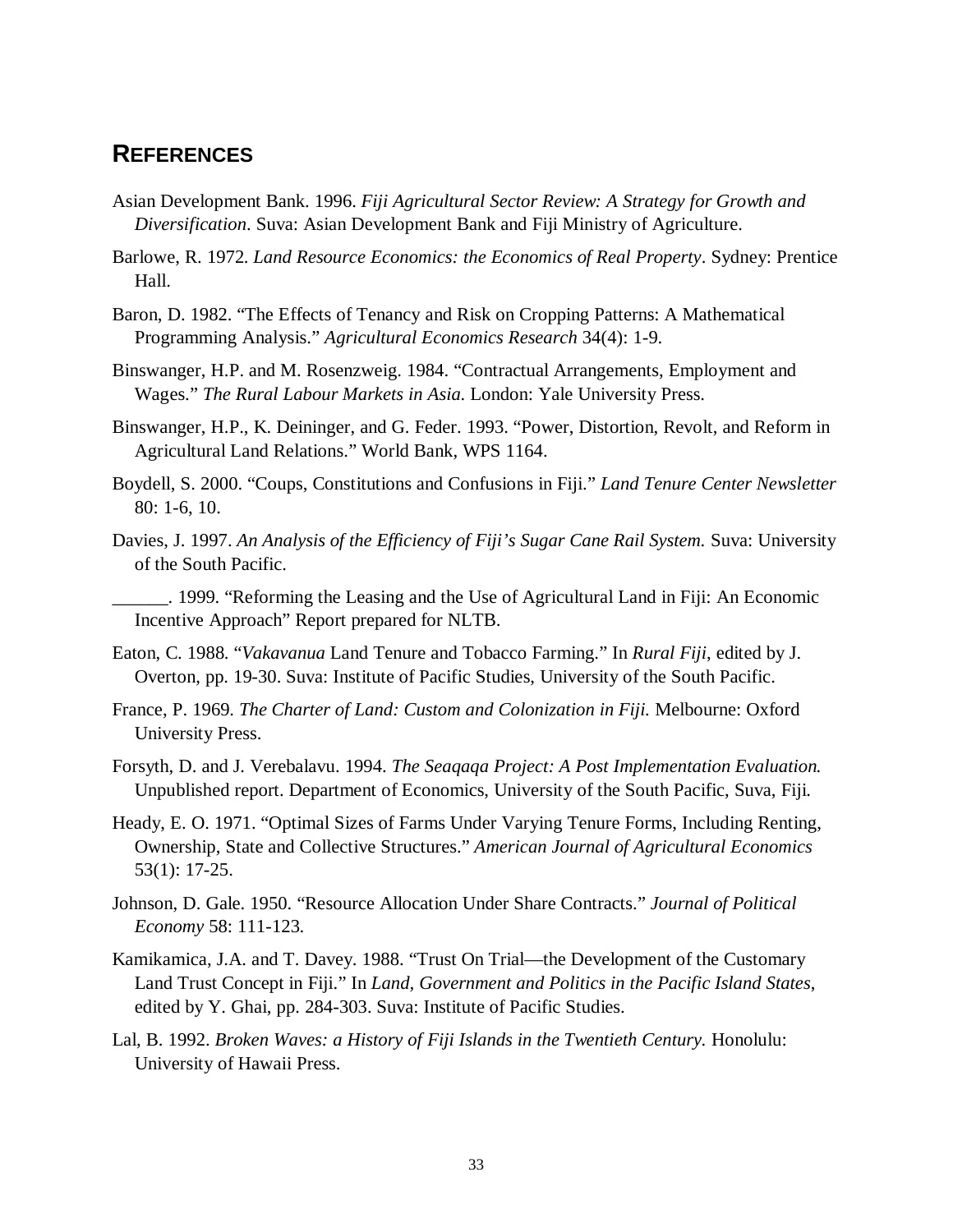## REFERENCES

Asian Development Bank. 1996. *Fiji Agricultural Sector Review: A Strategy for Growth and Diversification*. Suva: Asian Development Bank and Fiji Ministry of Agriculture.

Barlowe, R. 1972. *Land Resource Economics: the Economics of Real Property*. Sydney: Prentice Hall.

Baron, D. 1982. "The Effects of Tenancy and Risk on Cropping Patterns: A Mathematical Programming Analysis." *Agricultural Economics Research* 34(4): 1-9.

Binswanger, H.P. and M. Rosenzweig. 1984. "Contractual Arrangements, Employment and Wages." *The Rural Labour Markets in Asia.* London: Yale University Press.

Binswanger, H.P., K. Deininger, and G. Feder. 1993. "Power, Distortion, Revolt, and Reform in Agricultural Land Relations." World Bank, WPS 1164.

Boydell, S. 2000. "Coups, Constitutions and Confusions in Fiji." *Land Tenure Center Newsletter* 80: 1-6, 10.

Davies, J. 1997. *An Analysis of the Efficiency of Fiji's Sugar Cane Rail System.* Suva: University of the South Pacific.

______. 1999. "Reforming the Leasing and the Use of Agricultural Land in Fiji: An Economic Incentive Approach" Report prepared for NLTB.

Eaton, C. 1988. "*Vakavanua* Land Tenure and Tobacco Farming." In *Rural Fiji*, edited by J. Overton, pp. 19-30. Suva: Institute of Pacific Studies, University of the South Pacific.

France, P. 1969. *The Charter of Land: Custom and Colonization in Fiji.* Melbourne: Oxford University Press.

Forsyth, D. and J. Verebalavu. 1994. *The Seaqaqa Project: A Post Implementation Evaluation.* Unpublished report. Department of Economics, University of the South Pacific, Suva, Fiji.

Heady, E. O. 1971. "Optimal Sizes of Farms Under Varying Tenure Forms, Including Renting, Ownership, State and Collective Structures." *American Journal of Agricultural Economics* 53(1): 17-25.

Johnson, D. Gale. 1950. "Resource Allocation Under Share Contracts." *Journal of Political Economy* 58: 111-123.

Kamikamica, J.A. and T. Davey. 1988. "Trust On Trial—the Development of the Customary Land Trust Concept in Fiji." In *Land, Government and Politics in the Pacific Island States,* edited by Y. Ghai, pp. 284-303. Suva: Institute of Pacific Studies.

Lal, B. 1992. *Broken Waves: a History of Fiji Islands in the Twentieth Century.* Honolulu: University of Hawaii Press.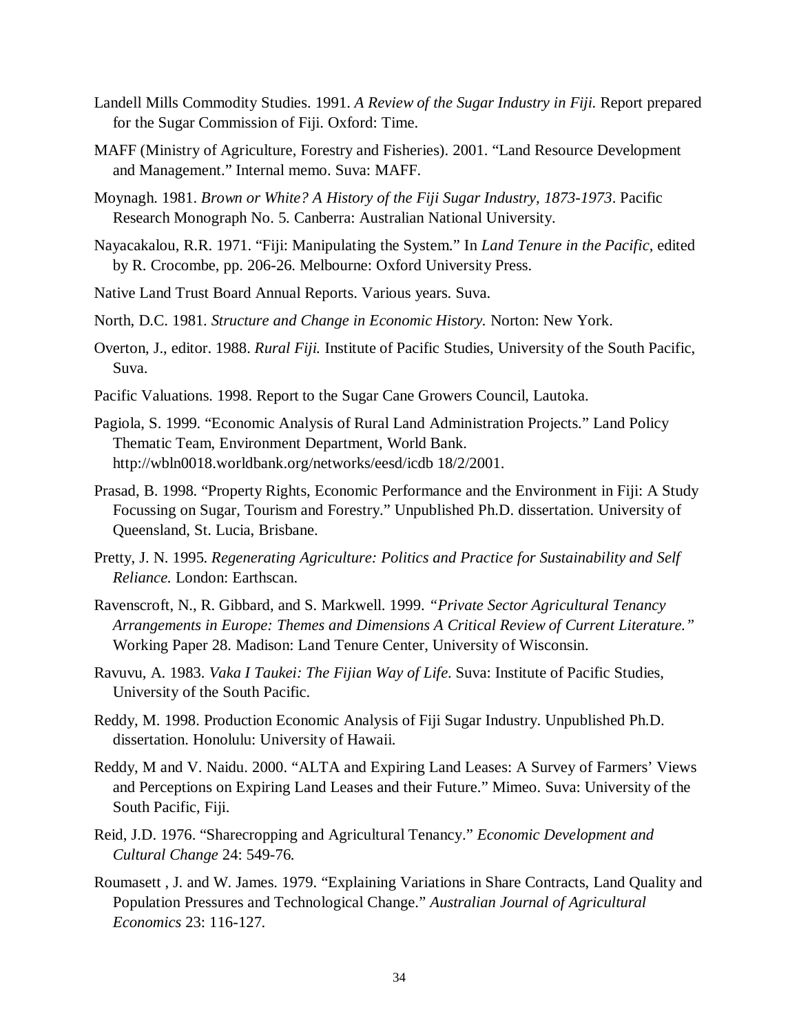Landell Mills Commodity Studies. 1991. *A Review of the Sugar Industry in Fiji.* Report prepared for the Sugar Commission of Fiji. Oxford: Time.

MAFF (Ministry of Agriculture, Forestry and Fisheries). 2001. "Land Resource Development and Management." Internal memo. Suva: MAFF.

Moynagh. 1981. *Brown or White? A History of the Fiji Sugar Industry, 1873-1973*. Pacific Research Monograph No. 5. Canberra: Australian National University.

Nayacakalou, R.R. 1971. "Fiji: Manipulating the System." In *Land Tenure in the Pacific*, edited by R. Crocombe, pp. 206-26. Melbourne: Oxford University Press.

Native Land Trust Board Annual Reports. Various years. Suva.

North, D.C. 1981. *Structure and Change in Economic History.* Norton: New York.

Overton, J., editor. 1988. *Rural Fiji.* Institute of Pacific Studies, University of the South Pacific, Suva.

Pacific Valuations. 1998. Report to the Sugar Cane Growers Council, Lautoka.

Pagiola, S. 1999. "Economic Analysis of Rural Land Administration Projects." Land Policy Thematic Team, Environment Department, World Bank. http://wbln0018.worldbank.org/networks/eesd/icdb 18/2/2001.

Prasad, B. 1998. "Property Rights, Economic Performance and the Environment in Fiji: A Study Focussing on Sugar, Tourism and Forestry." Unpublished Ph.D. dissertation. University of Queensland, St. Lucia, Brisbane.

Pretty, J. N. 1995. *Regenerating Agriculture: Politics and Practice for Sustainability and Self Reliance.* London: Earthscan.

Ravenscroft, N., R. Gibbard, and S. Markwell. 1999. *"Private Sector Agricultural Tenancy Arrangements in Europe: Themes and Dimensions A Critical Review of Current Literature."* Working Paper 28. Madison: Land Tenure Center, University of Wisconsin.

Ravuvu, A. 1983. *Vaka I Taukei: The Fijian Way of Life*. Suva: Institute of Pacific Studies, University of the South Pacific.

Reddy, M. 1998. Production Economic Analysis of Fiji Sugar Industry. Unpublished Ph.D. dissertation. Honolulu: University of Hawaii.

Reddy, M and V. Naidu. 2000. "ALTA and Expiring Land Leases: A Survey of Farmers' Views and Perceptions on Expiring Land Leases and their Future." Mimeo. Suva: University of the South Pacific, Fiji.

Reid, J.D. 1976. "Sharecropping and Agricultural Tenancy." *Economic Development and Cultural Change* 24: 549-76.

Roumasett , J. and W. James. 1979. "Explaining Variations in Share Contracts, Land Quality and Population Pressures and Technological Change." *Australian Journal of Agricultural Economics* 23: 116-127.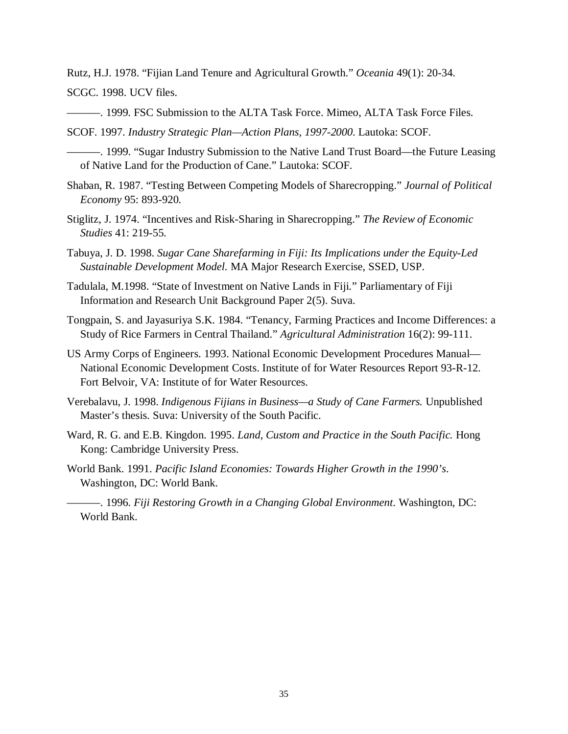Rutz, H.J. 1978. "Fijian Land Tenure and Agricultural Growth." *Oceania* 49(1): 20-34.

SCGC. 1998. UCV files.

———. 1999. FSC Submission to the ALTA Task Force. Mimeo, ALTA Task Force Files.

SCOF. 1997. *Industry Strategic Plan—Action Plans, 1997-2000*. Lautoka: SCOF.

———. 1999. "Sugar Industry Submission to the Native Land Trust Board—the Future Leasing of Native Land for the Production of Cane." Lautoka: SCOF.

Shaban, R. 1987. "Testing Between Competing Models of Sharecropping." *Journal of Political Economy* 95: 893-920.

Stiglitz, J. 1974. "Incentives and Risk-Sharing in Sharecropping." *The Review of Economic Studies* 41: 219-55.

Tabuya, J. D. 1998. *Sugar Cane Sharefarming in Fiji: Its Implications under the Equity-Led Sustainable Development Model.* MA Major Research Exercise, SSED, USP.

Tadulala, M.1998. "State of Investment on Native Lands in Fiji." Parliamentary of Fiji Information and Research Unit Background Paper 2(5). Suva.

Tongpain, S. and Jayasuriya S.K. 1984. "Tenancy, Farming Practices and Income Differences: a Study of Rice Farmers in Central Thailand." *Agricultural Administration* 16(2): 99-111.

US Army Corps of Engineers. 1993. National Economic Development Procedures Manual—National Economic Development Costs. Institute of for Water Resources Report 93-R-12. Fort Belvoir, VA: Institute of for Water Resources.

Verebalavu, J. 1998. *Indigenous Fijians in Business—a Study of Cane Farmers.* Unpublished Master's thesis. Suva: University of the South Pacific.

Ward, R. G. and E.B. Kingdon. 1995. *Land, Custom and Practice in the South Pacific.* Hong Kong: Cambridge University Press.

World Bank. 1991. *Pacific Island Economies: Towards Higher Growth in the 1990's*. Washington, DC: World Bank.

———. 1996. *Fiji Restoring Growth in a Changing Global Environment*. Washington, DC: World Bank.